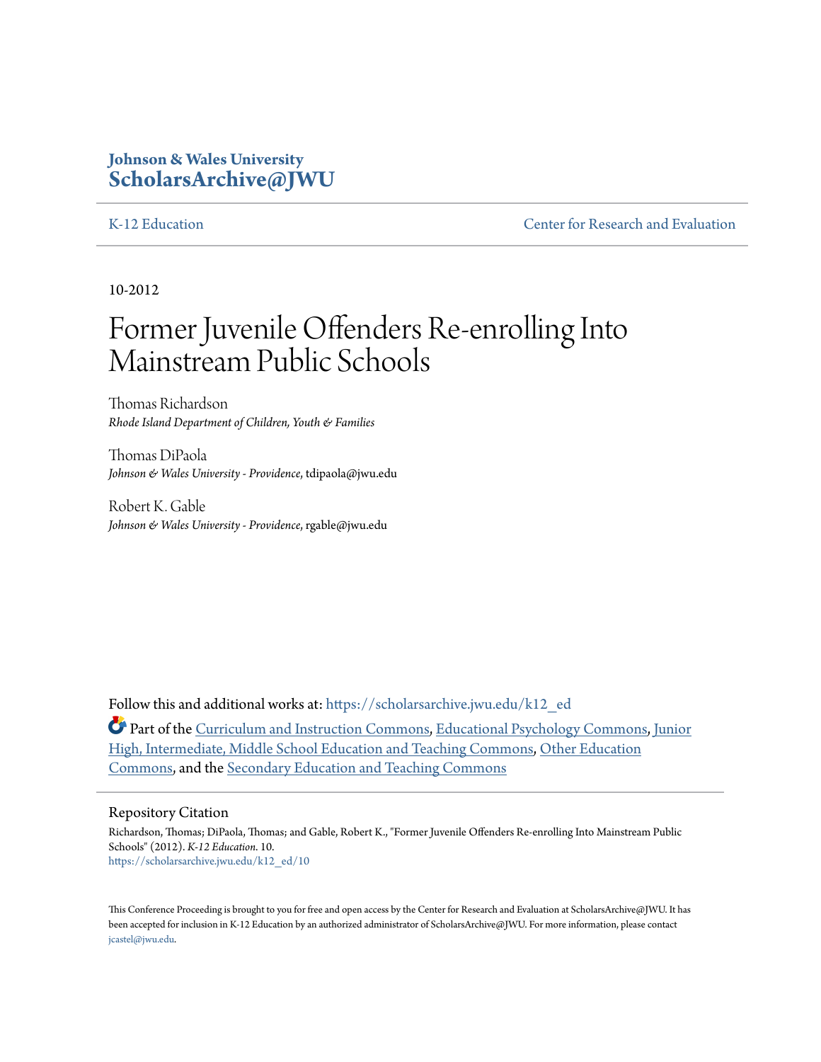**Johnson & Wales University**
**ScholarsArchive@JWU**

K-12 Education | Center for Research and Evaluation

10-2012

# Former Juvenile Offenders Re-enrolling Into Mainstream Public Schools

Thomas Richardson
*Rhode Island Department of Children, Youth & Families*

Thomas DiPaola
*Johnson & Wales University - Providence*, tdipaola@jwu.edu

Robert K. Gable
*Johnson & Wales University - Providence*, rgable@jwu.edu

Follow this and additional works at: https://scholarsarchive.jwu.edu/k12_ed

Part of the Curriculum and Instruction Commons, Educational Psychology Commons, Junior High, Intermediate, Middle School Education and Teaching Commons, Other Education Commons, and the Secondary Education and Teaching Commons

## Repository Citation

Richardson, Thomas; DiPaola, Thomas; and Gable, Robert K., "Former Juvenile Offenders Re-enrolling Into Mainstream Public Schools" (2012). *K-12 Education*. 10.
https://scholarsarchive.jwu.edu/k12_ed/10

This Conference Proceeding is brought to you for free and open access by the Center for Research and Evaluation at ScholarsArchive@JWU. It has been accepted for inclusion in K-12 Education by an authorized administrator of ScholarsArchive@JWU. For more information, please contact jcastel@jwu.edu.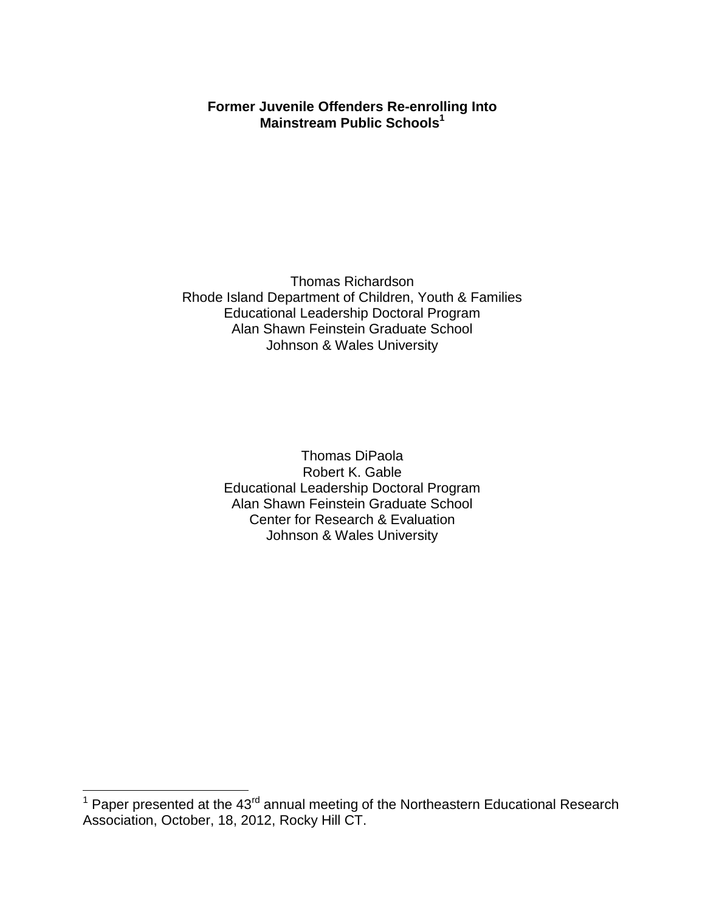**Former Juvenile Offenders Re-enrolling Into Mainstream Public Schools[1]**

Thomas Richardson
Rhode Island Department of Children, Youth & Families
Educational Leadership Doctoral Program
Alan Shawn Feinstein Graduate School
Johnson & Wales University

Thomas DiPaola
Robert K. Gable
Educational Leadership Doctoral Program
Alan Shawn Feinstein Graduate School
Center for Research & Evaluation
Johnson & Wales University

---

[1] Paper presented at the 43rd annual meeting of the Northeastern Educational Research Association, October, 18, 2012, Rocky Hill CT.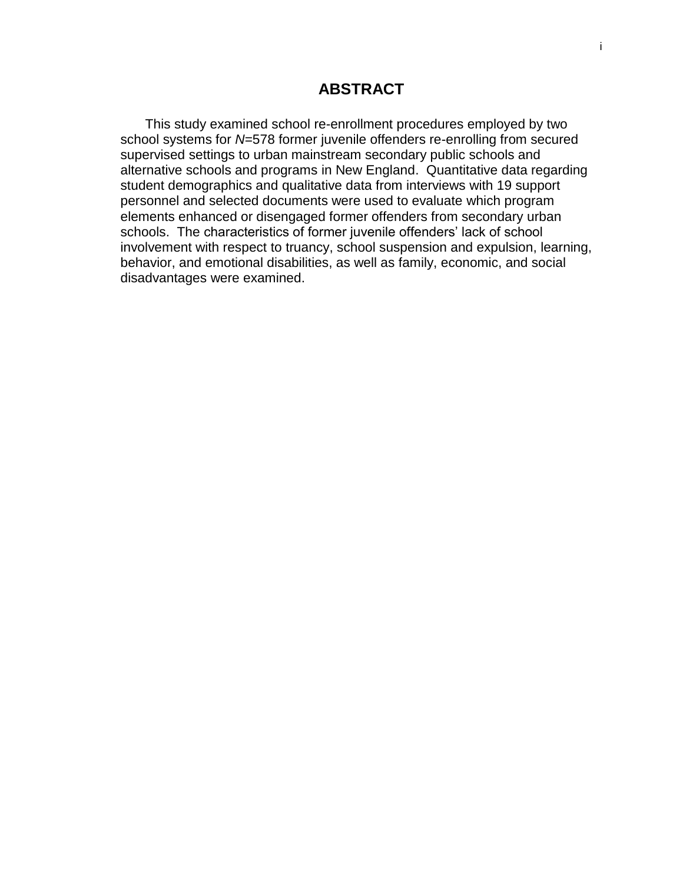# ABSTRACT

This study examined school re-enrollment procedures employed by two school systems for *N*=578 former juvenile offenders re-enrolling from secured supervised settings to urban mainstream secondary public schools and alternative schools and programs in New England. Quantitative data regarding student demographics and qualitative data from interviews with 19 support personnel and selected documents were used to evaluate which program elements enhanced or disengaged former offenders from secondary urban schools. The characteristics of former juvenile offenders' lack of school involvement with respect to truancy, school suspension and expulsion, learning, behavior, and emotional disabilities, as well as family, economic, and social disadvantages were examined.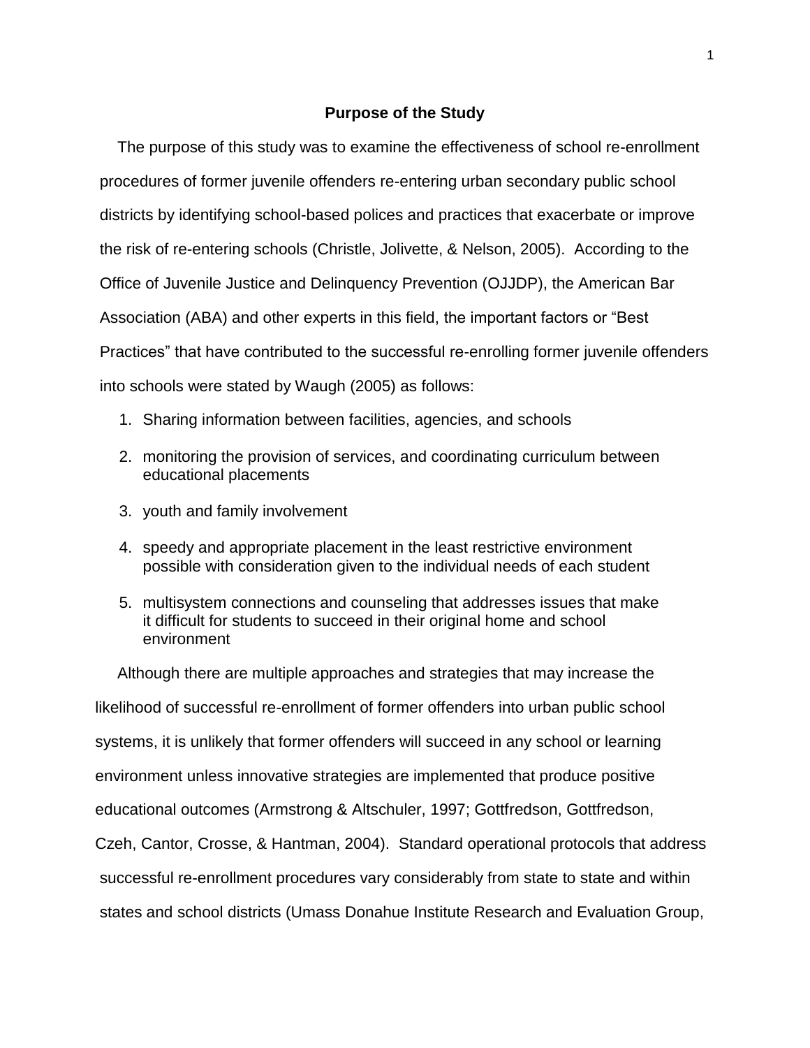## Purpose of the Study

The purpose of this study was to examine the effectiveness of school re-enrollment procedures of former juvenile offenders re-entering urban secondary public school districts by identifying school-based polices and practices that exacerbate or improve the risk of re-entering schools (Christle, Jolivette, & Nelson, 2005). According to the Office of Juvenile Justice and Delinquency Prevention (OJJDP), the American Bar Association (ABA) and other experts in this field, the important factors or "Best Practices" that have contributed to the successful re-enrolling former juvenile offenders into schools were stated by Waugh (2005) as follows:

1. Sharing information between facilities, agencies, and schools
2. monitoring the provision of services, and coordinating curriculum between educational placements
3. youth and family involvement
4. speedy and appropriate placement in the least restrictive environment possible with consideration given to the individual needs of each student
5. multisystem connections and counseling that addresses issues that make it difficult for students to succeed in their original home and school environment

Although there are multiple approaches and strategies that may increase the likelihood of successful re-enrollment of former offenders into urban public school systems, it is unlikely that former offenders will succeed in any school or learning environment unless innovative strategies are implemented that produce positive educational outcomes (Armstrong & Altschuler, 1997; Gottfredson, Gottfredson, Czeh, Cantor, Crosse, & Hantman, 2004). Standard operational protocols that address successful re-enrollment procedures vary considerably from state to state and within states and school districts (Umass Donahue Institute Research and Evaluation Group,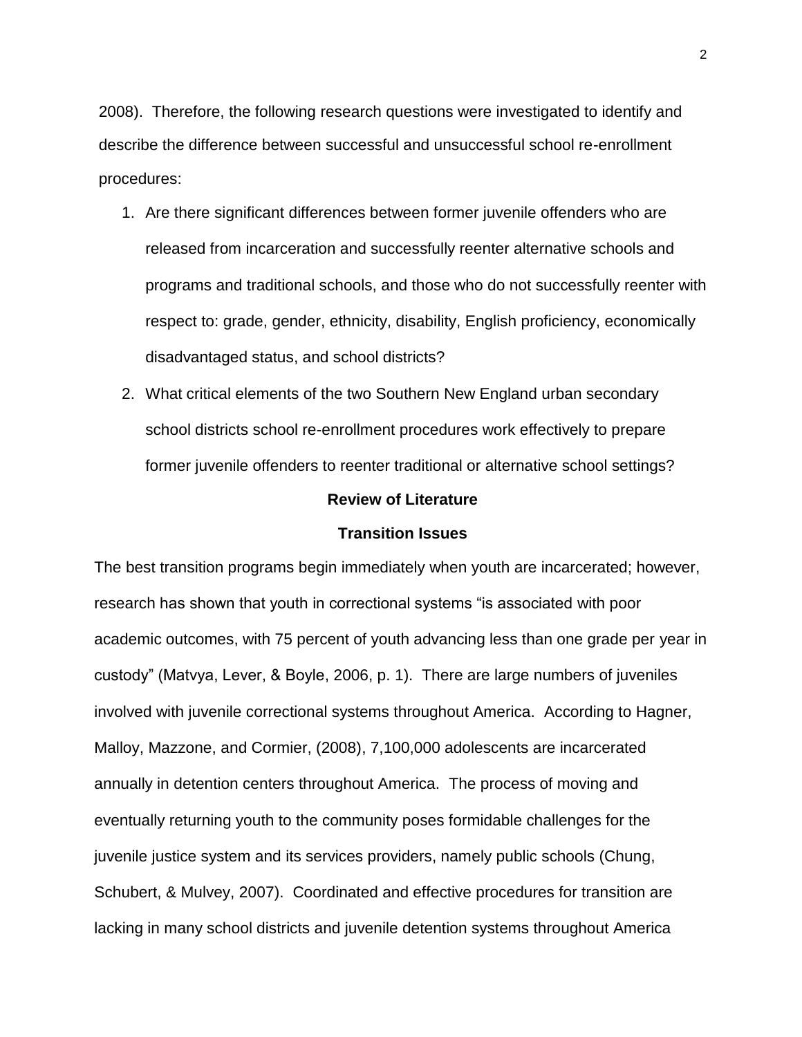2008). Therefore, the following research questions were investigated to identify and describe the difference between successful and unsuccessful school re-enrollment procedures:

1. Are there significant differences between former juvenile offenders who are released from incarceration and successfully reenter alternative schools and programs and traditional schools, and those who do not successfully reenter with respect to: grade, gender, ethnicity, disability, English proficiency, economically disadvantaged status, and school districts?
2. What critical elements of the two Southern New England urban secondary school districts school re-enrollment procedures work effectively to prepare former juvenile offenders to reenter traditional or alternative school settings?

## Review of Literature

### Transition Issues

The best transition programs begin immediately when youth are incarcerated; however, research has shown that youth in correctional systems "is associated with poor academic outcomes, with 75 percent of youth advancing less than one grade per year in custody" (Matvya, Lever, & Boyle, 2006, p. 1). There are large numbers of juveniles involved with juvenile correctional systems throughout America. According to Hagner, Malloy, Mazzone, and Cormier, (2008), 7,100,000 adolescents are incarcerated annually in detention centers throughout America. The process of moving and eventually returning youth to the community poses formidable challenges for the juvenile justice system and its services providers, namely public schools (Chung, Schubert, & Mulvey, 2007). Coordinated and effective procedures for transition are lacking in many school districts and juvenile detention systems throughout America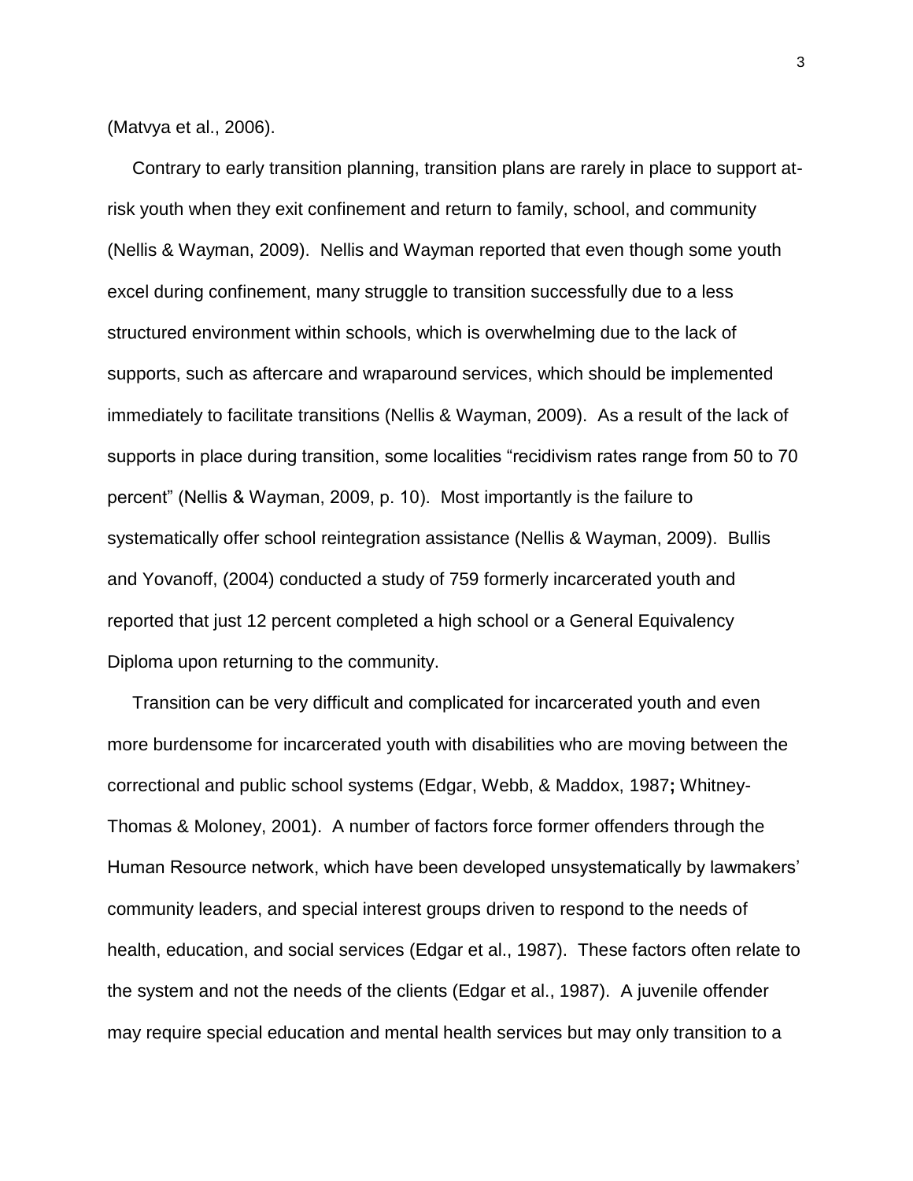(Matvya et al., 2006).

Contrary to early transition planning, transition plans are rarely in place to support at-risk youth when they exit confinement and return to family, school, and community (Nellis & Wayman, 2009). Nellis and Wayman reported that even though some youth excel during confinement, many struggle to transition successfully due to a less structured environment within schools, which is overwhelming due to the lack of supports, such as aftercare and wraparound services, which should be implemented immediately to facilitate transitions (Nellis & Wayman, 2009). As a result of the lack of supports in place during transition, some localities "recidivism rates range from 50 to 70 percent" (Nellis & Wayman, 2009, p. 10). Most importantly is the failure to systematically offer school reintegration assistance (Nellis & Wayman, 2009). Bullis and Yovanoff, (2004) conducted a study of 759 formerly incarcerated youth and reported that just 12 percent completed a high school or a General Equivalency Diploma upon returning to the community.

Transition can be very difficult and complicated for incarcerated youth and even more burdensome for incarcerated youth with disabilities who are moving between the correctional and public school systems (Edgar, Webb, & Maddox, 1987**;** Whitney-Thomas & Moloney, 2001). A number of factors force former offenders through the Human Resource network, which have been developed unsystematically by lawmakers' community leaders, and special interest groups driven to respond to the needs of health, education, and social services (Edgar et al., 1987). These factors often relate to the system and not the needs of the clients (Edgar et al., 1987). A juvenile offender may require special education and mental health services but may only transition to a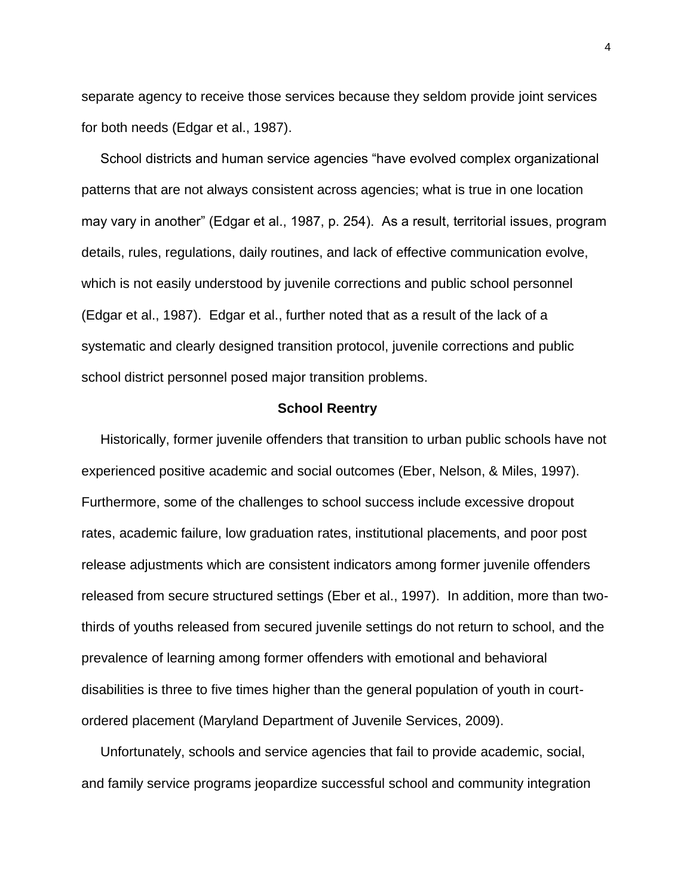separate agency to receive those services because they seldom provide joint services for both needs (Edgar et al., 1987).

School districts and human service agencies "have evolved complex organizational patterns that are not always consistent across agencies; what is true in one location may vary in another" (Edgar et al., 1987, p. 254). As a result, territorial issues, program details, rules, regulations, daily routines, and lack of effective communication evolve, which is not easily understood by juvenile corrections and public school personnel (Edgar et al., 1987). Edgar et al., further noted that as a result of the lack of a systematic and clearly designed transition protocol, juvenile corrections and public school district personnel posed major transition problems.

## School Reentry

Historically, former juvenile offenders that transition to urban public schools have not experienced positive academic and social outcomes (Eber, Nelson, & Miles, 1997). Furthermore, some of the challenges to school success include excessive dropout rates, academic failure, low graduation rates, institutional placements, and poor post release adjustments which are consistent indicators among former juvenile offenders released from secure structured settings (Eber et al., 1997). In addition, more than two-thirds of youths released from secured juvenile settings do not return to school, and the prevalence of learning among former offenders with emotional and behavioral disabilities is three to five times higher than the general population of youth in court-ordered placement (Maryland Department of Juvenile Services, 2009).

Unfortunately, schools and service agencies that fail to provide academic, social, and family service programs jeopardize successful school and community integration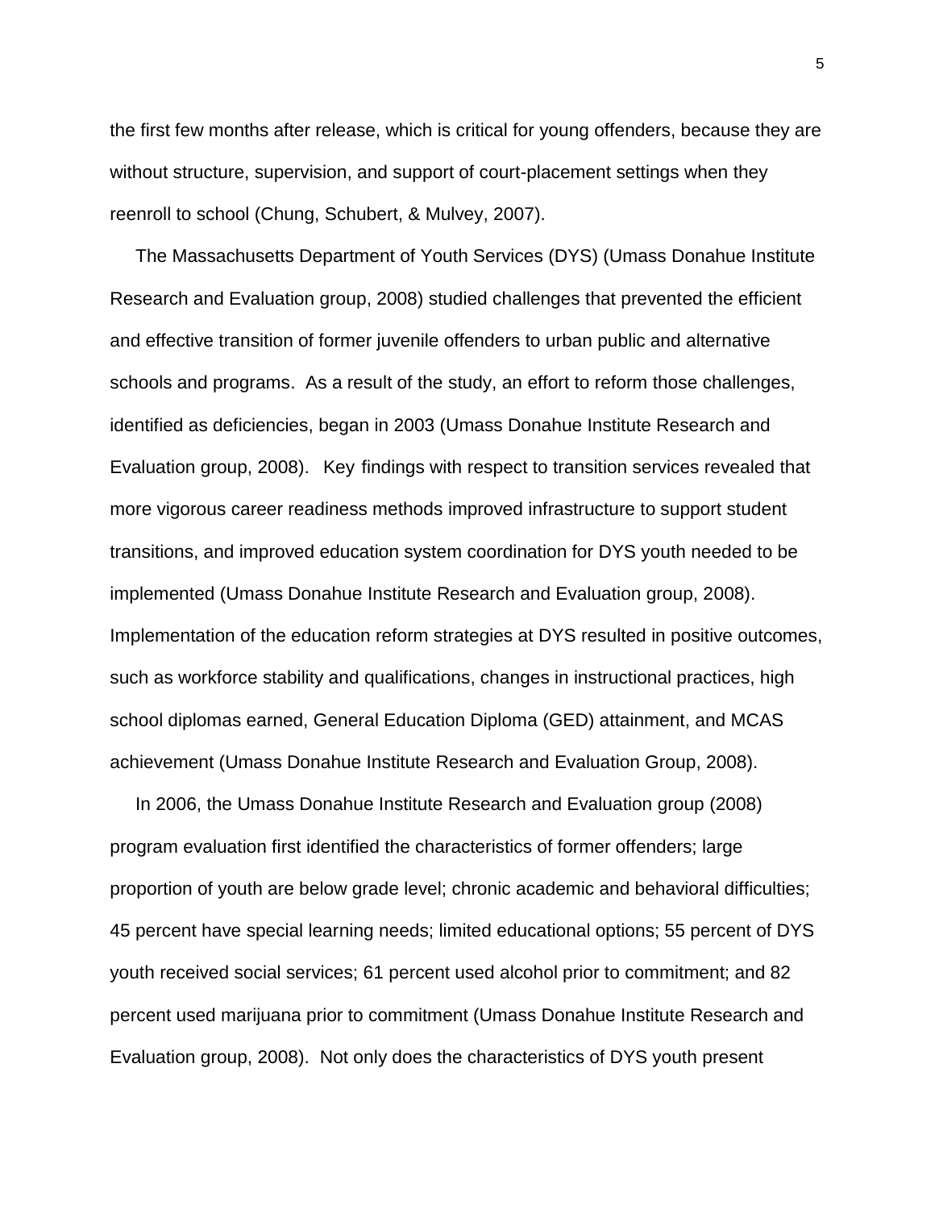the first few months after release, which is critical for young offenders, because they are without structure, supervision, and support of court-placement settings when they reenroll to school (Chung, Schubert, & Mulvey, 2007).

The Massachusetts Department of Youth Services (DYS) (Umass Donahue Institute Research and Evaluation group, 2008) studied challenges that prevented the efficient and effective transition of former juvenile offenders to urban public and alternative schools and programs. As a result of the study, an effort to reform those challenges, identified as deficiencies, began in 2003 (Umass Donahue Institute Research and Evaluation group, 2008). Key findings with respect to transition services revealed that more vigorous career readiness methods improved infrastructure to support student transitions, and improved education system coordination for DYS youth needed to be implemented (Umass Donahue Institute Research and Evaluation group, 2008). Implementation of the education reform strategies at DYS resulted in positive outcomes, such as workforce stability and qualifications, changes in instructional practices, high school diplomas earned, General Education Diploma (GED) attainment, and MCAS achievement (Umass Donahue Institute Research and Evaluation Group, 2008).

In 2006, the Umass Donahue Institute Research and Evaluation group (2008) program evaluation first identified the characteristics of former offenders; large proportion of youth are below grade level; chronic academic and behavioral difficulties; 45 percent have special learning needs; limited educational options; 55 percent of DYS youth received social services; 61 percent used alcohol prior to commitment; and 82 percent used marijuana prior to commitment (Umass Donahue Institute Research and Evaluation group, 2008). Not only does the characteristics of DYS youth present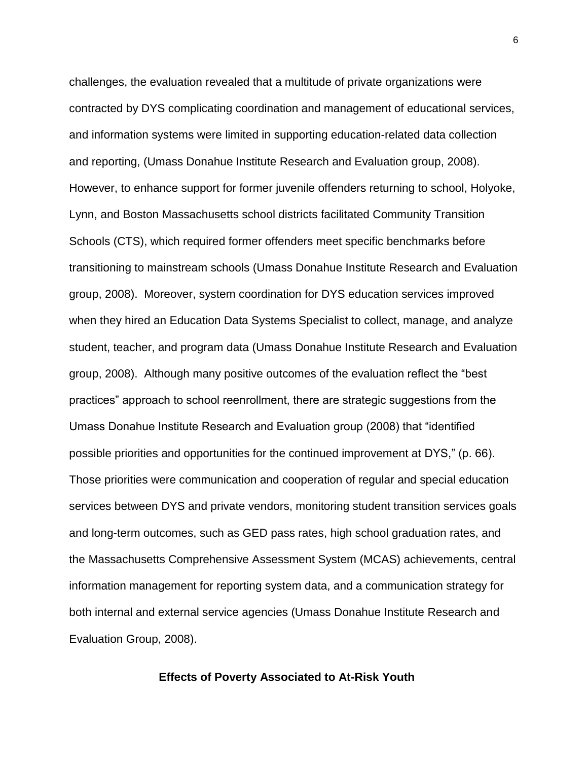challenges, the evaluation revealed that a multitude of private organizations were contracted by DYS complicating coordination and management of educational services, and information systems were limited in supporting education-related data collection and reporting, (Umass Donahue Institute Research and Evaluation group, 2008). However, to enhance support for former juvenile offenders returning to school, Holyoke, Lynn, and Boston Massachusetts school districts facilitated Community Transition Schools (CTS), which required former offenders meet specific benchmarks before transitioning to mainstream schools (Umass Donahue Institute Research and Evaluation group, 2008). Moreover, system coordination for DYS education services improved when they hired an Education Data Systems Specialist to collect, manage, and analyze student, teacher, and program data (Umass Donahue Institute Research and Evaluation group, 2008). Although many positive outcomes of the evaluation reflect the "best practices" approach to school reenrollment, there are strategic suggestions from the Umass Donahue Institute Research and Evaluation group (2008) that "identified possible priorities and opportunities for the continued improvement at DYS," (p. 66). Those priorities were communication and cooperation of regular and special education services between DYS and private vendors, monitoring student transition services goals and long-term outcomes, such as GED pass rates, high school graduation rates, and the Massachusetts Comprehensive Assessment System (MCAS) achievements, central information management for reporting system data, and a communication strategy for both internal and external service agencies (Umass Donahue Institute Research and Evaluation Group, 2008).

## Effects of Poverty Associated to At-Risk Youth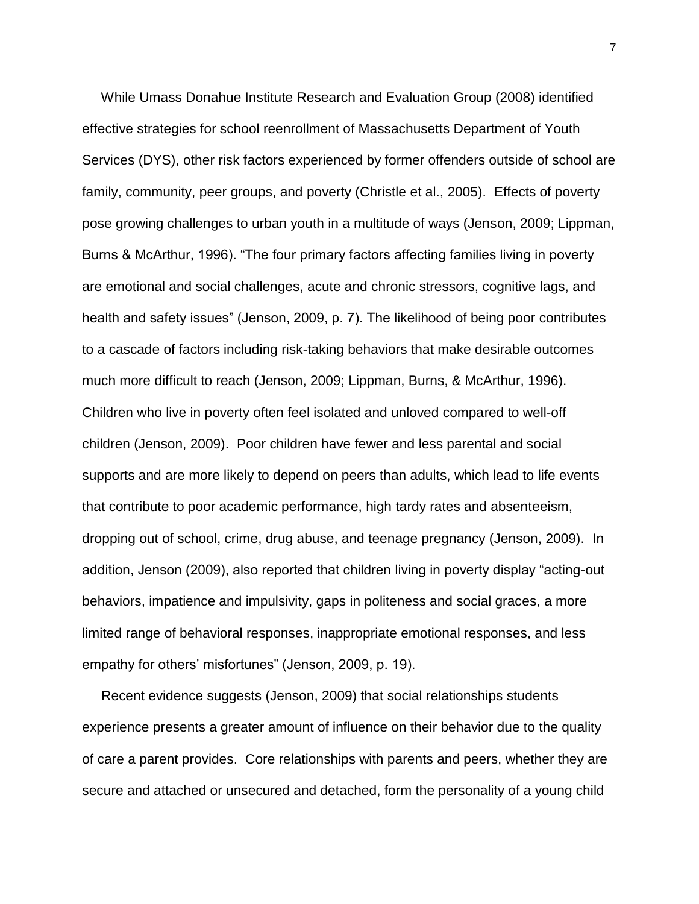While Umass Donahue Institute Research and Evaluation Group (2008) identified effective strategies for school reenrollment of Massachusetts Department of Youth Services (DYS), other risk factors experienced by former offenders outside of school are family, community, peer groups, and poverty (Christle et al., 2005). Effects of poverty pose growing challenges to urban youth in a multitude of ways (Jenson, 2009; Lippman, Burns & McArthur, 1996). “The four primary factors affecting families living in poverty are emotional and social challenges, acute and chronic stressors, cognitive lags, and health and safety issues” (Jenson, 2009, p. 7). The likelihood of being poor contributes to a cascade of factors including risk-taking behaviors that make desirable outcomes much more difficult to reach (Jenson, 2009; Lippman, Burns, & McArthur, 1996). Children who live in poverty often feel isolated and unloved compared to well-off children (Jenson, 2009). Poor children have fewer and less parental and social supports and are more likely to depend on peers than adults, which lead to life events that contribute to poor academic performance, high tardy rates and absenteeism, dropping out of school, crime, drug abuse, and teenage pregnancy (Jenson, 2009). In addition, Jenson (2009), also reported that children living in poverty display “acting-out behaviors, impatience and impulsivity, gaps in politeness and social graces, a more limited range of behavioral responses, inappropriate emotional responses, and less empathy for others’ misfortunes” (Jenson, 2009, p. 19).

Recent evidence suggests (Jenson, 2009) that social relationships students experience presents a greater amount of influence on their behavior due to the quality of care a parent provides. Core relationships with parents and peers, whether they are secure and attached or unsecured and detached, form the personality of a young child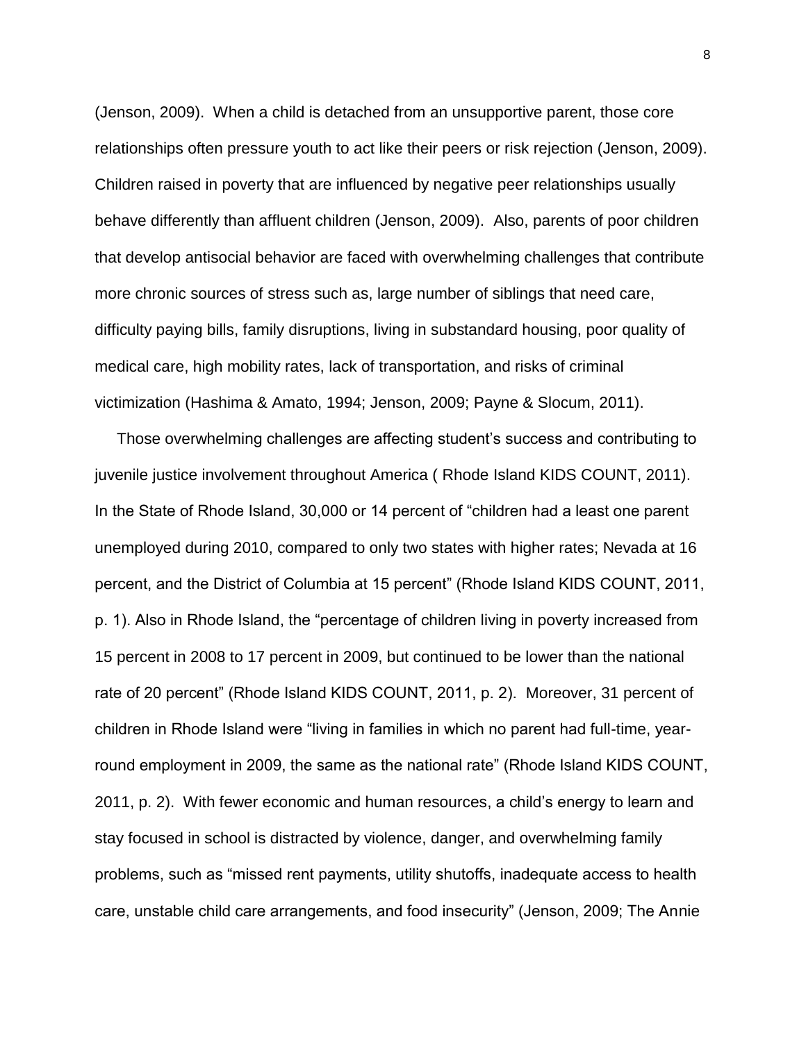(Jenson, 2009). When a child is detached from an unsupportive parent, those core relationships often pressure youth to act like their peers or risk rejection (Jenson, 2009). Children raised in poverty that are influenced by negative peer relationships usually behave differently than affluent children (Jenson, 2009). Also, parents of poor children that develop antisocial behavior are faced with overwhelming challenges that contribute more chronic sources of stress such as, large number of siblings that need care, difficulty paying bills, family disruptions, living in substandard housing, poor quality of medical care, high mobility rates, lack of transportation, and risks of criminal victimization (Hashima & Amato, 1994; Jenson, 2009; Payne & Slocum, 2011).

Those overwhelming challenges are affecting student's success and contributing to juvenile justice involvement throughout America ( Rhode Island KIDS COUNT, 2011). In the State of Rhode Island, 30,000 or 14 percent of "children had a least one parent unemployed during 2010, compared to only two states with higher rates; Nevada at 16 percent, and the District of Columbia at 15 percent" (Rhode Island KIDS COUNT, 2011, p. 1). Also in Rhode Island, the "percentage of children living in poverty increased from 15 percent in 2008 to 17 percent in 2009, but continued to be lower than the national rate of 20 percent" (Rhode Island KIDS COUNT, 2011, p. 2). Moreover, 31 percent of children in Rhode Island were "living in families in which no parent had full-time, year-round employment in 2009, the same as the national rate" (Rhode Island KIDS COUNT, 2011, p. 2). With fewer economic and human resources, a child's energy to learn and stay focused in school is distracted by violence, danger, and overwhelming family problems, such as "missed rent payments, utility shutoffs, inadequate access to health care, unstable child care arrangements, and food insecurity" (Jenson, 2009; The Annie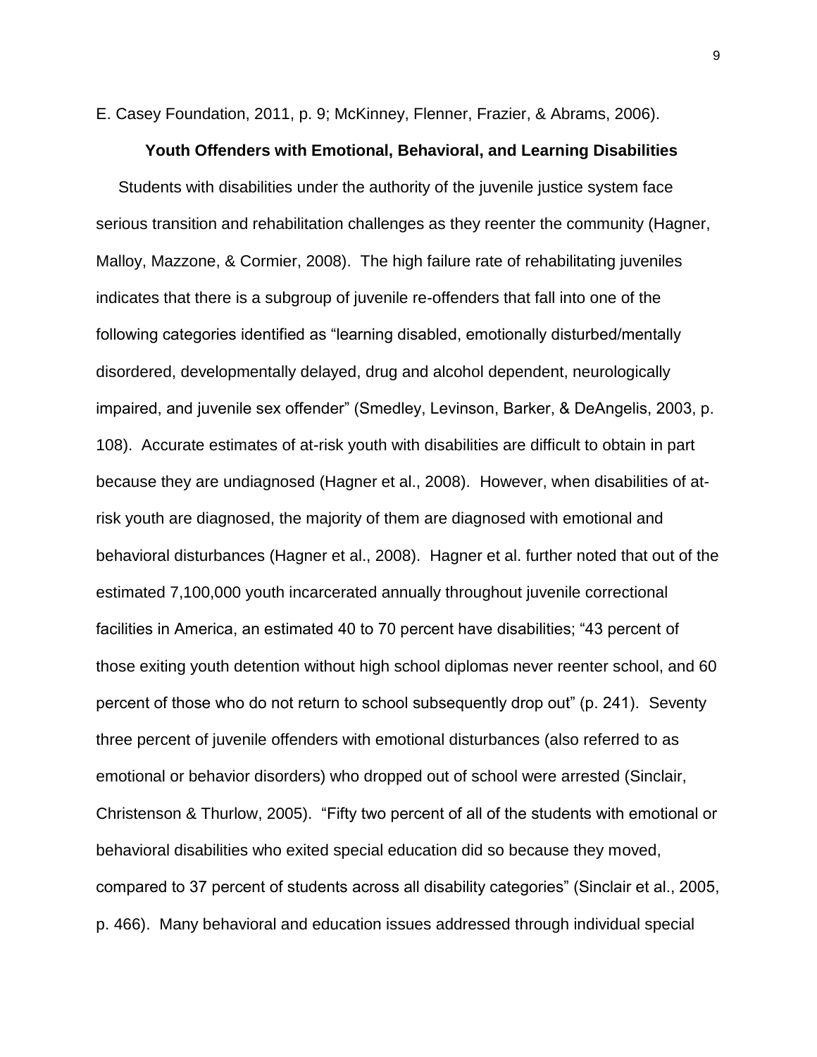E. Casey Foundation, 2011, p. 9; McKinney, Flenner, Frazier, & Abrams, 2006).

## Youth Offenders with Emotional, Behavioral, and Learning Disabilities

Students with disabilities under the authority of the juvenile justice system face serious transition and rehabilitation challenges as they reenter the community (Hagner, Malloy, Mazzone, & Cormier, 2008). The high failure rate of rehabilitating juveniles indicates that there is a subgroup of juvenile re-offenders that fall into one of the following categories identified as “learning disabled, emotionally disturbed/mentally disordered, developmentally delayed, drug and alcohol dependent, neurologically impaired, and juvenile sex offender” (Smedley, Levinson, Barker, & DeAngelis, 2003, p. 108). Accurate estimates of at-risk youth with disabilities are difficult to obtain in part because they are undiagnosed (Hagner et al., 2008). However, when disabilities of at-risk youth are diagnosed, the majority of them are diagnosed with emotional and behavioral disturbances (Hagner et al., 2008). Hagner et al. further noted that out of the estimated 7,100,000 youth incarcerated annually throughout juvenile correctional facilities in America, an estimated 40 to 70 percent have disabilities; “43 percent of those exiting youth detention without high school diplomas never reenter school, and 60 percent of those who do not return to school subsequently drop out” (p. 241). Seventy three percent of juvenile offenders with emotional disturbances (also referred to as emotional or behavior disorders) who dropped out of school were arrested (Sinclair, Christenson & Thurlow, 2005). “Fifty two percent of all of the students with emotional or behavioral disabilities who exited special education did so because they moved, compared to 37 percent of students across all disability categories” (Sinclair et al., 2005, p. 466). Many behavioral and education issues addressed through individual special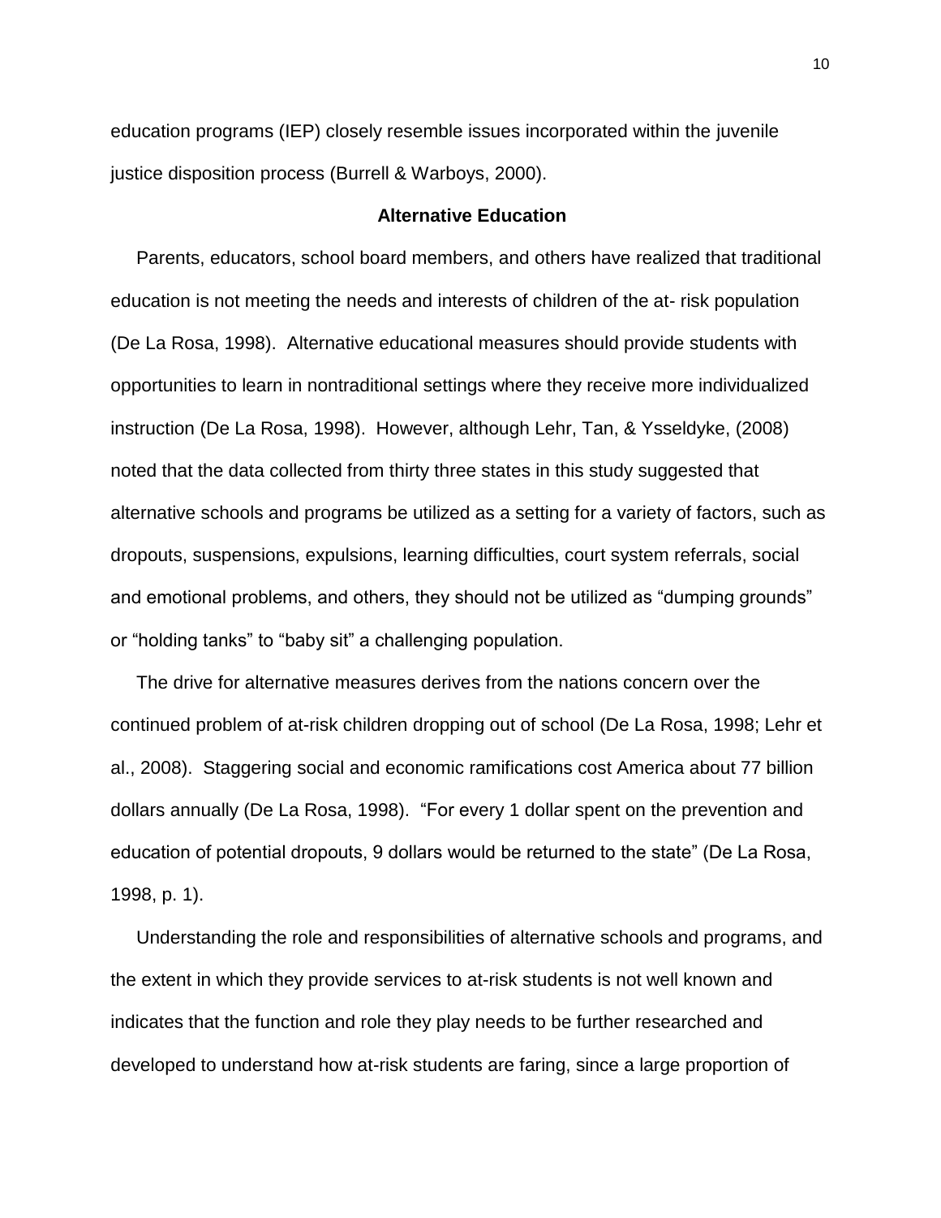education programs (IEP) closely resemble issues incorporated within the juvenile justice disposition process (Burrell & Warboys, 2000).

## Alternative Education

Parents, educators, school board members, and others have realized that traditional education is not meeting the needs and interests of children of the at- risk population (De La Rosa, 1998). Alternative educational measures should provide students with opportunities to learn in nontraditional settings where they receive more individualized instruction (De La Rosa, 1998). However, although Lehr, Tan, & Ysseldyke, (2008) noted that the data collected from thirty three states in this study suggested that alternative schools and programs be utilized as a setting for a variety of factors, such as dropouts, suspensions, expulsions, learning difficulties, court system referrals, social and emotional problems, and others, they should not be utilized as “dumping grounds” or “holding tanks” to “baby sit” a challenging population.

The drive for alternative measures derives from the nations concern over the continued problem of at-risk children dropping out of school (De La Rosa, 1998; Lehr et al., 2008). Staggering social and economic ramifications cost America about 77 billion dollars annually (De La Rosa, 1998). “For every 1 dollar spent on the prevention and education of potential dropouts, 9 dollars would be returned to the state” (De La Rosa, 1998, p. 1).

Understanding the role and responsibilities of alternative schools and programs, and the extent in which they provide services to at-risk students is not well known and indicates that the function and role they play needs to be further researched and developed to understand how at-risk students are faring, since a large proportion of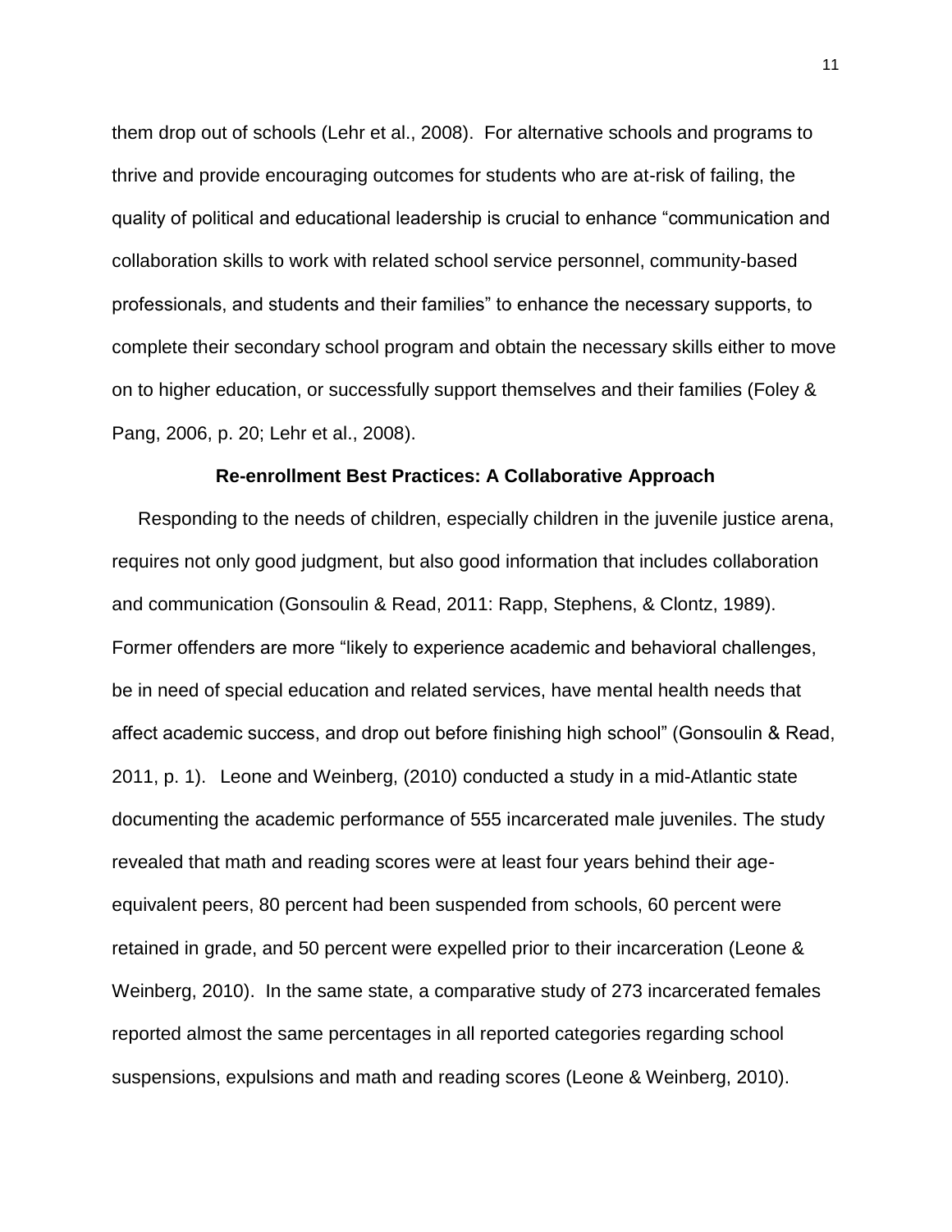them drop out of schools (Lehr et al., 2008). For alternative schools and programs to thrive and provide encouraging outcomes for students who are at-risk of failing, the quality of political and educational leadership is crucial to enhance "communication and collaboration skills to work with related school service personnel, community-based professionals, and students and their families" to enhance the necessary supports, to complete their secondary school program and obtain the necessary skills either to move on to higher education, or successfully support themselves and their families (Foley & Pang, 2006, p. 20; Lehr et al., 2008).

## Re-enrollment Best Practices: A Collaborative Approach

Responding to the needs of children, especially children in the juvenile justice arena, requires not only good judgment, but also good information that includes collaboration and communication (Gonsoulin & Read, 2011: Rapp, Stephens, & Clontz, 1989). Former offenders are more "likely to experience academic and behavioral challenges, be in need of special education and related services, have mental health needs that affect academic success, and drop out before finishing high school" (Gonsoulin & Read, 2011, p. 1). Leone and Weinberg, (2010) conducted a study in a mid-Atlantic state documenting the academic performance of 555 incarcerated male juveniles. The study revealed that math and reading scores were at least four years behind their age-equivalent peers, 80 percent had been suspended from schools, 60 percent were retained in grade, and 50 percent were expelled prior to their incarceration (Leone & Weinberg, 2010). In the same state, a comparative study of 273 incarcerated females reported almost the same percentages in all reported categories regarding school suspensions, expulsions and math and reading scores (Leone & Weinberg, 2010).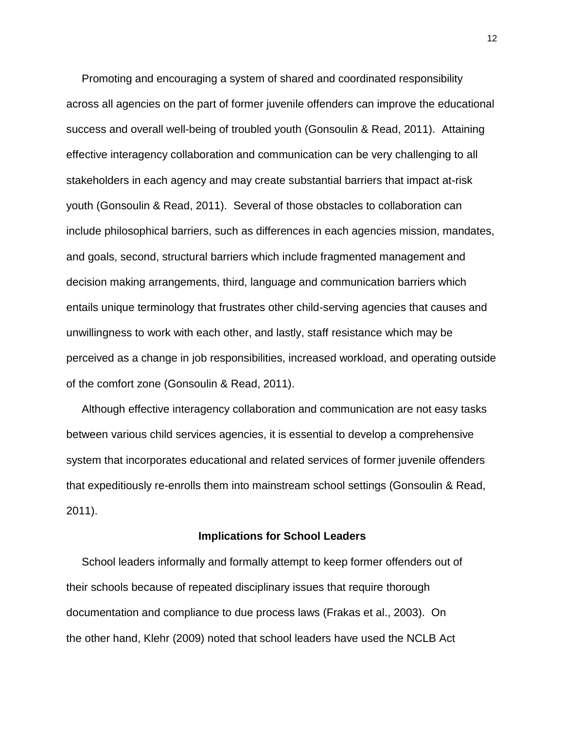Promoting and encouraging a system of shared and coordinated responsibility across all agencies on the part of former juvenile offenders can improve the educational success and overall well-being of troubled youth (Gonsoulin & Read, 2011). Attaining effective interagency collaboration and communication can be very challenging to all stakeholders in each agency and may create substantial barriers that impact at-risk youth (Gonsoulin & Read, 2011). Several of those obstacles to collaboration can include philosophical barriers, such as differences in each agencies mission, mandates, and goals, second, structural barriers which include fragmented management and decision making arrangements, third, language and communication barriers which entails unique terminology that frustrates other child-serving agencies that causes and unwillingness to work with each other, and lastly, staff resistance which may be perceived as a change in job responsibilities, increased workload, and operating outside of the comfort zone (Gonsoulin & Read, 2011).

Although effective interagency collaboration and communication are not easy tasks between various child services agencies, it is essential to develop a comprehensive system that incorporates educational and related services of former juvenile offenders that expeditiously re-enrolls them into mainstream school settings (Gonsoulin & Read, 2011).

## Implications for School Leaders

School leaders informally and formally attempt to keep former offenders out of their schools because of repeated disciplinary issues that require thorough documentation and compliance to due process laws (Frakas et al., 2003). On the other hand, Klehr (2009) noted that school leaders have used the NCLB Act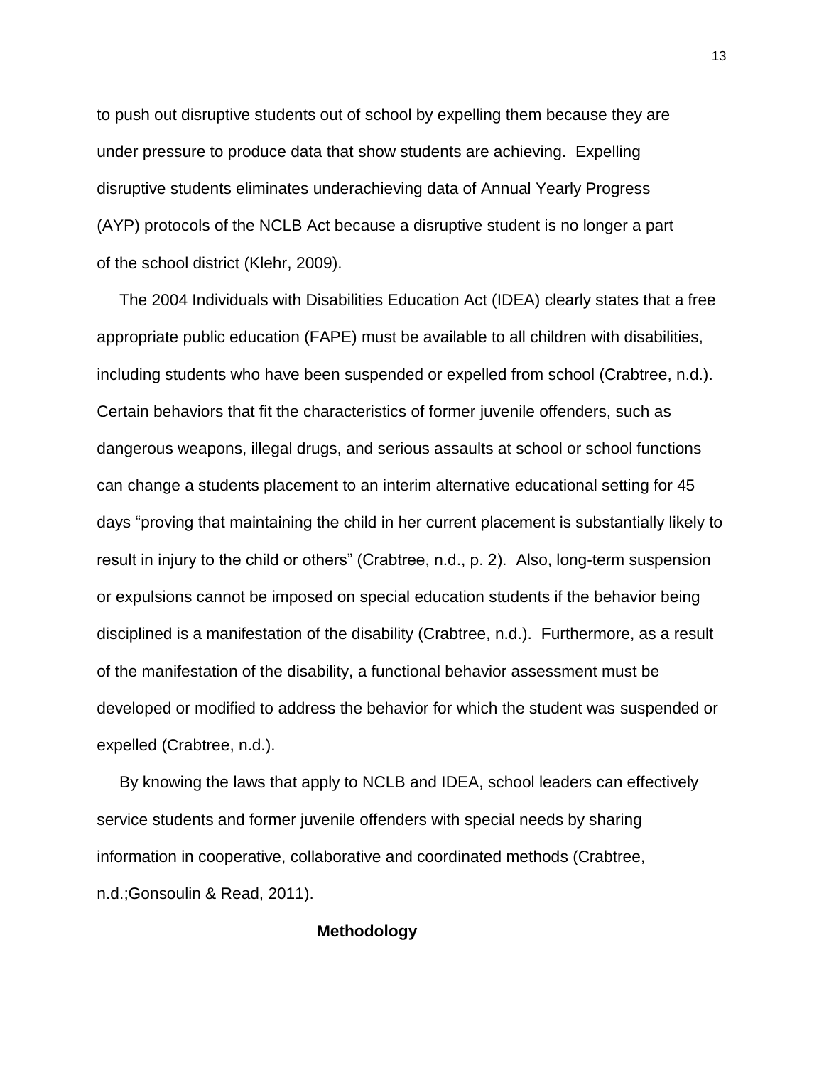to push out disruptive students out of school by expelling them because they are under pressure to produce data that show students are achieving. Expelling disruptive students eliminates underachieving data of Annual Yearly Progress (AYP) protocols of the NCLB Act because a disruptive student is no longer a part of the school district (Klehr, 2009).

The 2004 Individuals with Disabilities Education Act (IDEA) clearly states that a free appropriate public education (FAPE) must be available to all children with disabilities, including students who have been suspended or expelled from school (Crabtree, n.d.). Certain behaviors that fit the characteristics of former juvenile offenders, such as dangerous weapons, illegal drugs, and serious assaults at school or school functions can change a students placement to an interim alternative educational setting for 45 days "proving that maintaining the child in her current placement is substantially likely to result in injury to the child or others" (Crabtree, n.d., p. 2). Also, long-term suspension or expulsions cannot be imposed on special education students if the behavior being disciplined is a manifestation of the disability (Crabtree, n.d.). Furthermore, as a result of the manifestation of the disability, a functional behavior assessment must be developed or modified to address the behavior for which the student was suspended or expelled (Crabtree, n.d.).

By knowing the laws that apply to NCLB and IDEA, school leaders can effectively service students and former juvenile offenders with special needs by sharing information in cooperative, collaborative and coordinated methods (Crabtree, n.d.;Gonsoulin & Read, 2011).

## Methodology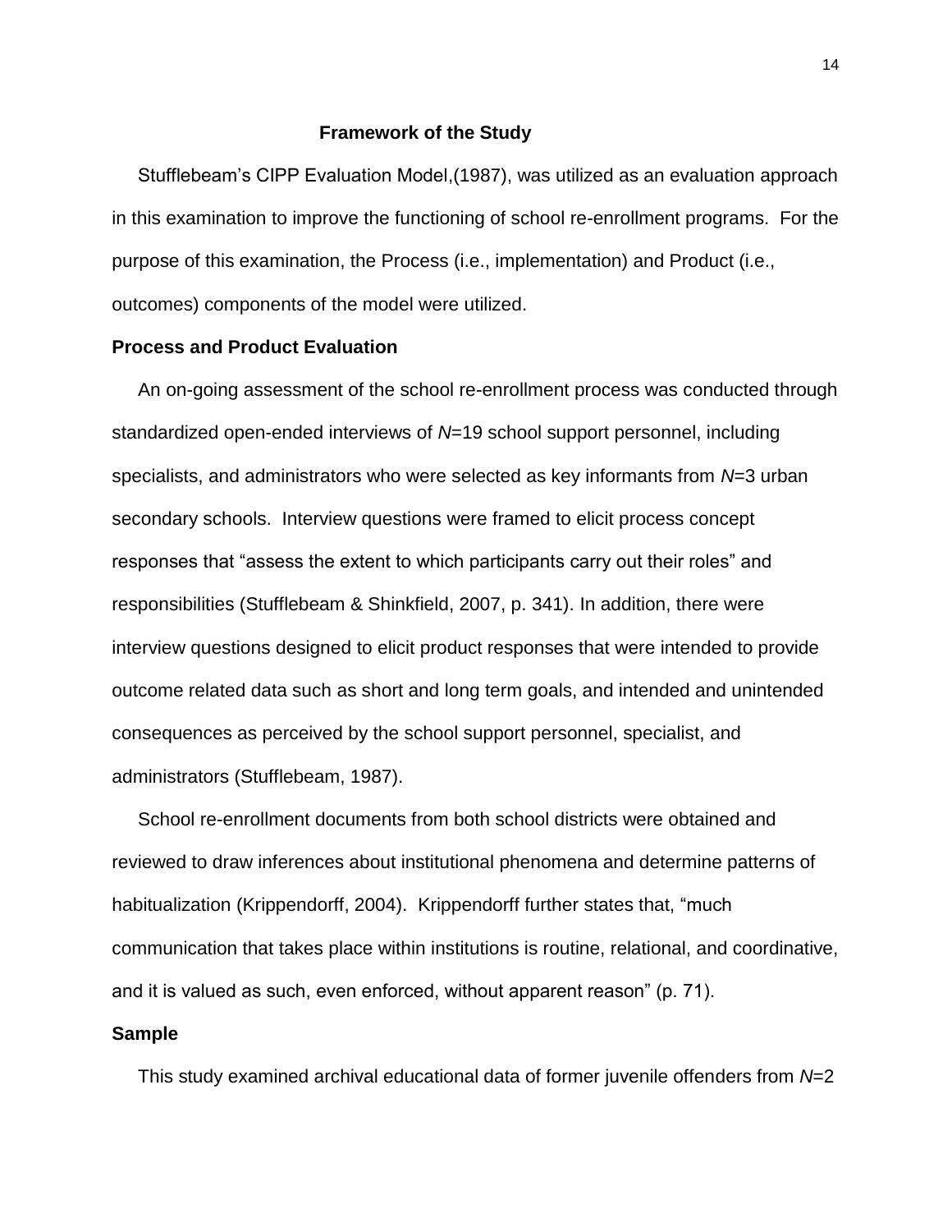## Framework of the Study

Stufflebeam's CIPP Evaluation Model,(1987), was utilized as an evaluation approach in this examination to improve the functioning of school re-enrollment programs. For the purpose of this examination, the Process (i.e., implementation) and Product (i.e., outcomes) components of the model were utilized.

### Process and Product Evaluation

An on-going assessment of the school re-enrollment process was conducted through standardized open-ended interviews of *N*=19 school support personnel, including specialists, and administrators who were selected as key informants from *N*=3 urban secondary schools. Interview questions were framed to elicit process concept responses that "assess the extent to which participants carry out their roles" and responsibilities (Stufflebeam & Shinkfield, 2007, p. 341). In addition, there were interview questions designed to elicit product responses that were intended to provide outcome related data such as short and long term goals, and intended and unintended consequences as perceived by the school support personnel, specialist, and administrators (Stufflebeam, 1987).

School re-enrollment documents from both school districts were obtained and reviewed to draw inferences about institutional phenomena and determine patterns of habitualization (Krippendorff, 2004). Krippendorff further states that, "much communication that takes place within institutions is routine, relational, and coordinative, and it is valued as such, even enforced, without apparent reason" (p. 71).

### Sample

This study examined archival educational data of former juvenile offenders from *N*=2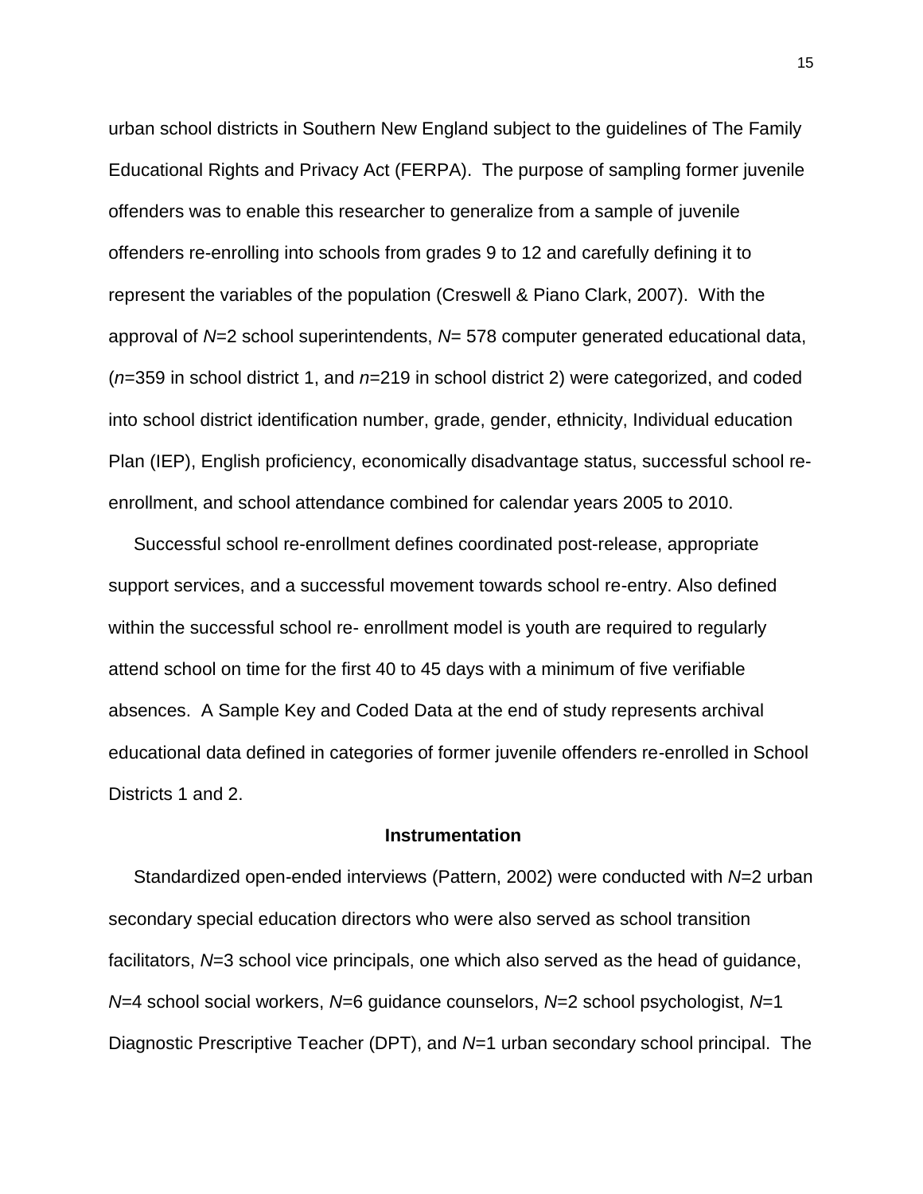urban school districts in Southern New England subject to the guidelines of The Family Educational Rights and Privacy Act (FERPA). The purpose of sampling former juvenile offenders was to enable this researcher to generalize from a sample of juvenile offenders re-enrolling into schools from grades 9 to 12 and carefully defining it to represent the variables of the population (Creswell & Piano Clark, 2007). With the approval of $N$=2 school superintendents, $N$= 578 computer generated educational data, ($n$=359 in school district 1, and $n$=219 in school district 2) were categorized, and coded into school district identification number, grade, gender, ethnicity, Individual education Plan (IEP), English proficiency, economically disadvantage status, successful school re-enrollment, and school attendance combined for calendar years 2005 to 2010.

Successful school re-enrollment defines coordinated post-release, appropriate support services, and a successful movement towards school re-entry. Also defined within the successful school re- enrollment model is youth are required to regularly attend school on time for the first 40 to 45 days with a minimum of five verifiable absences. A Sample Key and Coded Data at the end of study represents archival educational data defined in categories of former juvenile offenders re-enrolled in School Districts 1 and 2.

**Instrumentation**

Standardized open-ended interviews (Pattern, 2002) were conducted with $N$=2 urban secondary special education directors who were also served as school transition facilitators, $N$=3 school vice principals, one which also served as the head of guidance, $N$=4 school social workers, $N$=6 guidance counselors, $N$=2 school psychologist, $N$=1 Diagnostic Prescriptive Teacher (DPT), and $N$=1 urban secondary school principal. The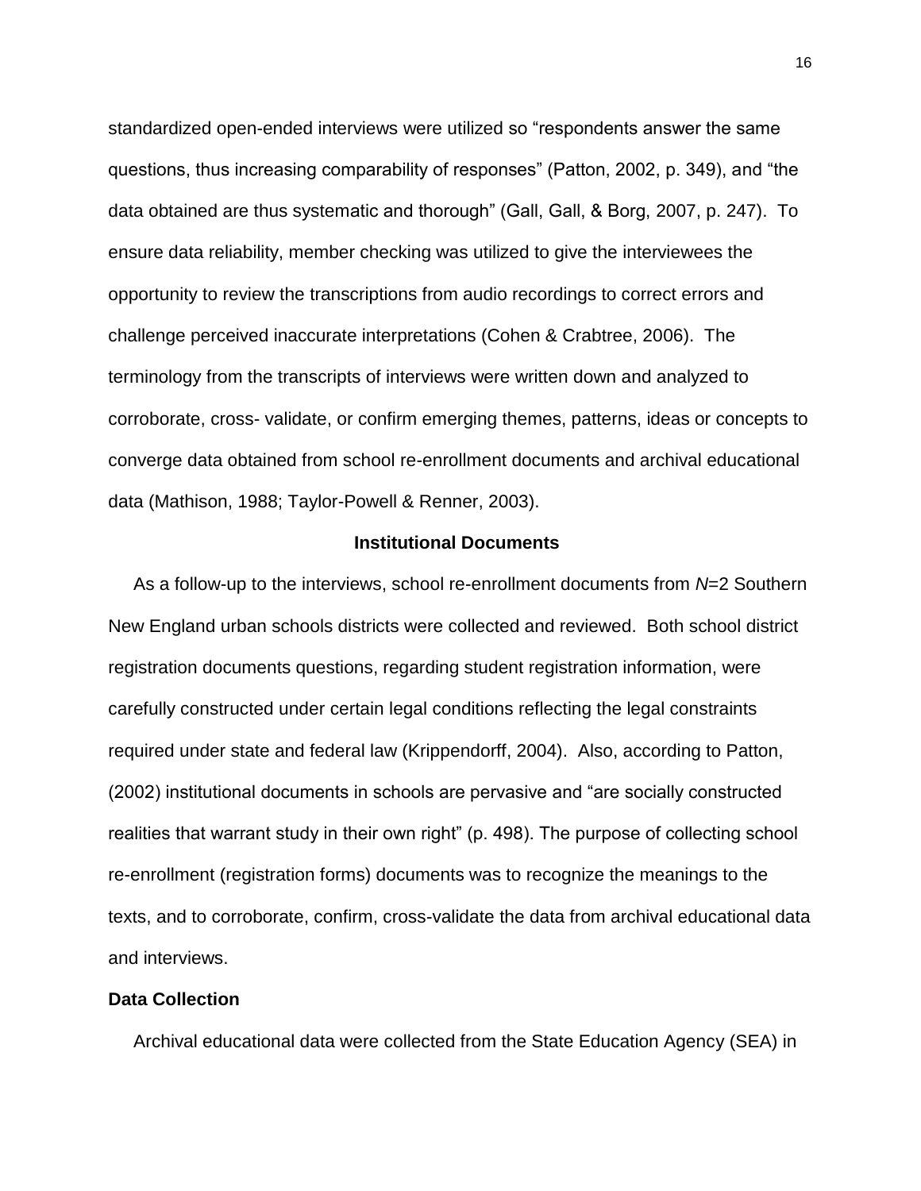standardized open-ended interviews were utilized so "respondents answer the same questions, thus increasing comparability of responses" (Patton, 2002, p. 349), and "the data obtained are thus systematic and thorough" (Gall, Gall, & Borg, 2007, p. 247). To ensure data reliability, member checking was utilized to give the interviewees the opportunity to review the transcriptions from audio recordings to correct errors and challenge perceived inaccurate interpretations (Cohen & Crabtree, 2006). The terminology from the transcripts of interviews were written down and analyzed to corroborate, cross- validate, or confirm emerging themes, patterns, ideas or concepts to converge data obtained from school re-enrollment documents and archival educational data (Mathison, 1988; Taylor-Powell & Renner, 2003).

### Institutional Documents

As a follow-up to the interviews, school re-enrollment documents from *N*=2 Southern New England urban schools districts were collected and reviewed. Both school district registration documents questions, regarding student registration information, were carefully constructed under certain legal conditions reflecting the legal constraints required under state and federal law (Krippendorff, 2004). Also, according to Patton, (2002) institutional documents in schools are pervasive and "are socially constructed realities that warrant study in their own right" (p. 498). The purpose of collecting school re-enrollment (registration forms) documents was to recognize the meanings to the texts, and to corroborate, confirm, cross-validate the data from archival educational data and interviews.

## Data Collection

Archival educational data were collected from the State Education Agency (SEA) in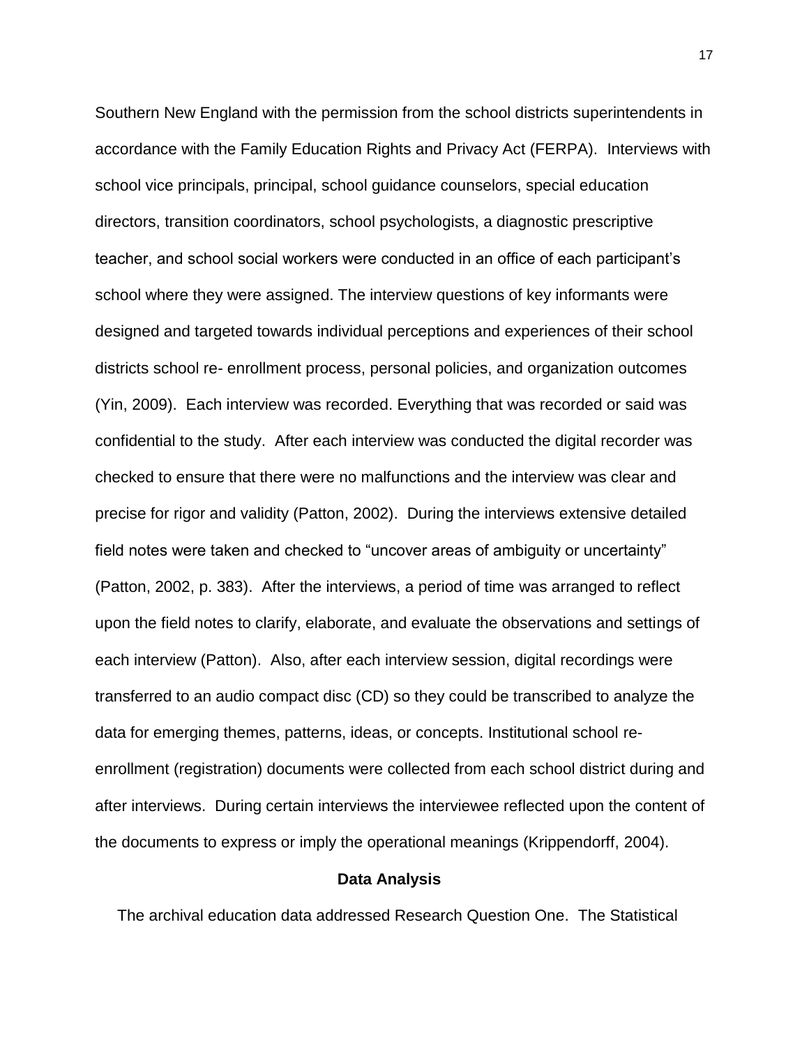Southern New England with the permission from the school districts superintendents in accordance with the Family Education Rights and Privacy Act (FERPA). Interviews with school vice principals, principal, school guidance counselors, special education directors, transition coordinators, school psychologists, a diagnostic prescriptive teacher, and school social workers were conducted in an office of each participant's school where they were assigned. The interview questions of key informants were designed and targeted towards individual perceptions and experiences of their school districts school re- enrollment process, personal policies, and organization outcomes (Yin, 2009). Each interview was recorded. Everything that was recorded or said was confidential to the study. After each interview was conducted the digital recorder was checked to ensure that there were no malfunctions and the interview was clear and precise for rigor and validity (Patton, 2002). During the interviews extensive detailed field notes were taken and checked to "uncover areas of ambiguity or uncertainty" (Patton, 2002, p. 383). After the interviews, a period of time was arranged to reflect upon the field notes to clarify, elaborate, and evaluate the observations and settings of each interview (Patton). Also, after each interview session, digital recordings were transferred to an audio compact disc (CD) so they could be transcribed to analyze the data for emerging themes, patterns, ideas, or concepts. Institutional school re-enrollment (registration) documents were collected from each school district during and after interviews. During certain interviews the interviewee reflected upon the content of the documents to express or imply the operational meanings (Krippendorff, 2004).

## Data Analysis

The archival education data addressed Research Question One. The Statistical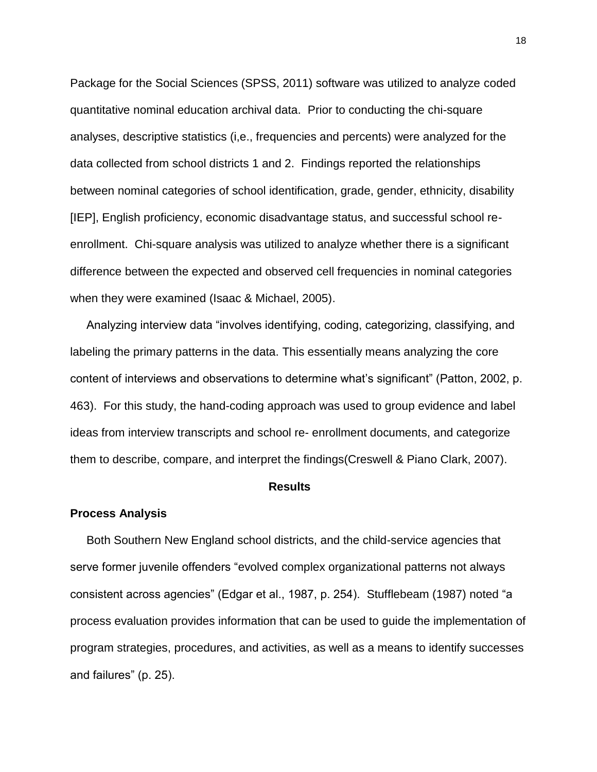Package for the Social Sciences (SPSS, 2011) software was utilized to analyze coded quantitative nominal education archival data. Prior to conducting the chi-square analyses, descriptive statistics (i,e., frequencies and percents) were analyzed for the data collected from school districts 1 and 2. Findings reported the relationships between nominal categories of school identification, grade, gender, ethnicity, disability [IEP], English proficiency, economic disadvantage status, and successful school re-enrollment. Chi-square analysis was utilized to analyze whether there is a significant difference between the expected and observed cell frequencies in nominal categories when they were examined (Isaac & Michael, 2005).

Analyzing interview data "involves identifying, coding, categorizing, classifying, and labeling the primary patterns in the data. This essentially means analyzing the core content of interviews and observations to determine what's significant" (Patton, 2002, p. 463). For this study, the hand-coding approach was used to group evidence and label ideas from interview transcripts and school re- enrollment documents, and categorize them to describe, compare, and interpret the findings(Creswell & Piano Clark, 2007).

## Results

### Process Analysis

Both Southern New England school districts, and the child-service agencies that serve former juvenile offenders "evolved complex organizational patterns not always consistent across agencies" (Edgar et al., 1987, p. 254). Stufflebeam (1987) noted "a process evaluation provides information that can be used to guide the implementation of program strategies, procedures, and activities, as well as a means to identify successes and failures" (p. 25).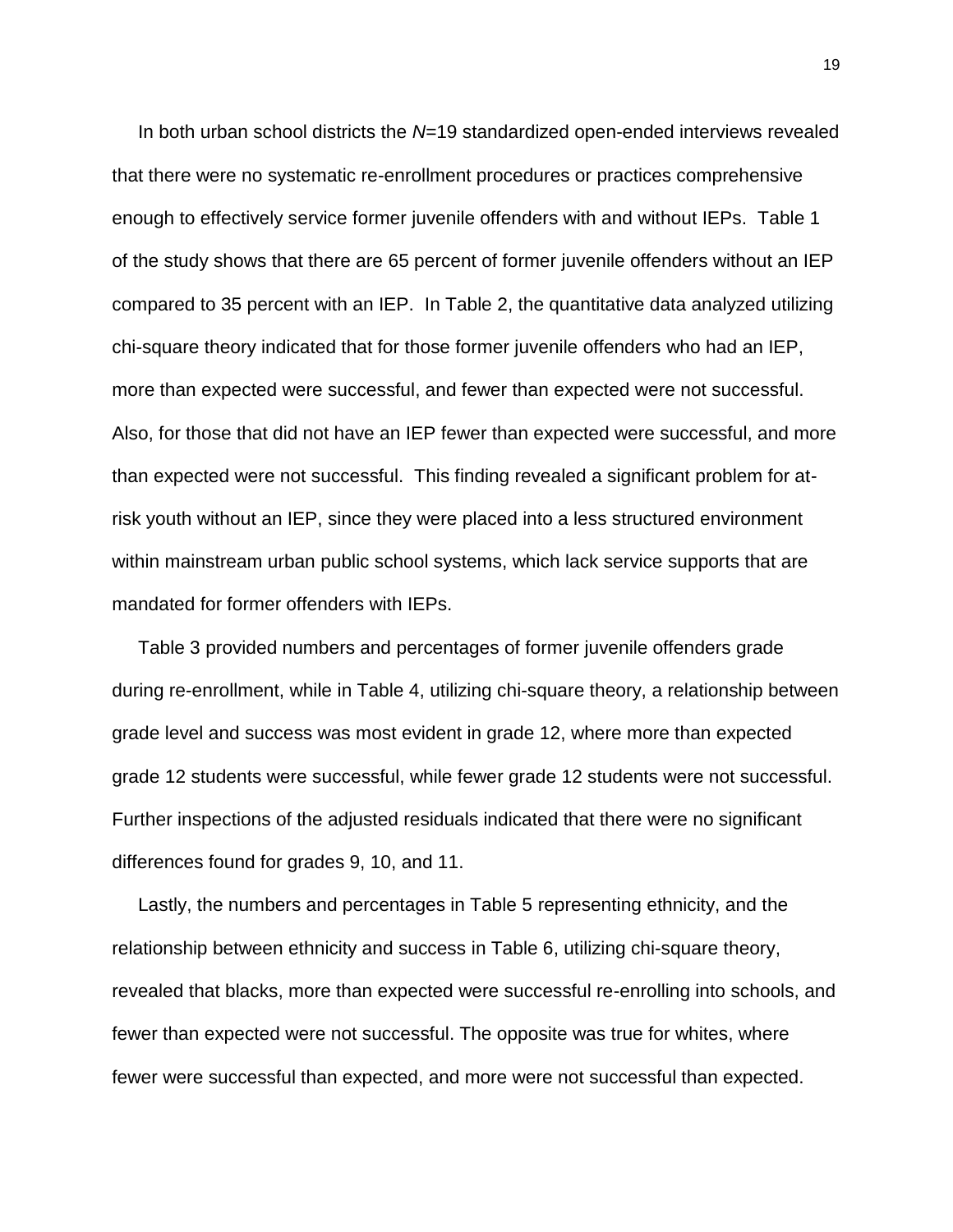In both urban school districts the *N*=19 standardized open-ended interviews revealed that there were no systematic re-enrollment procedures or practices comprehensive enough to effectively service former juvenile offenders with and without IEPs. Table 1 of the study shows that there are 65 percent of former juvenile offenders without an IEP compared to 35 percent with an IEP. In Table 2, the quantitative data analyzed utilizing chi-square theory indicated that for those former juvenile offenders who had an IEP, more than expected were successful, and fewer than expected were not successful. Also, for those that did not have an IEP fewer than expected were successful, and more than expected were not successful. This finding revealed a significant problem for at-risk youth without an IEP, since they were placed into a less structured environment within mainstream urban public school systems, which lack service supports that are mandated for former offenders with IEPs.

Table 3 provided numbers and percentages of former juvenile offenders grade during re-enrollment, while in Table 4, utilizing chi-square theory, a relationship between grade level and success was most evident in grade 12, where more than expected grade 12 students were successful, while fewer grade 12 students were not successful. Further inspections of the adjusted residuals indicated that there were no significant differences found for grades 9, 10, and 11.

Lastly, the numbers and percentages in Table 5 representing ethnicity, and the relationship between ethnicity and success in Table 6, utilizing chi-square theory, revealed that blacks, more than expected were successful re-enrolling into schools, and fewer than expected were not successful. The opposite was true for whites, where fewer were successful than expected, and more were not successful than expected.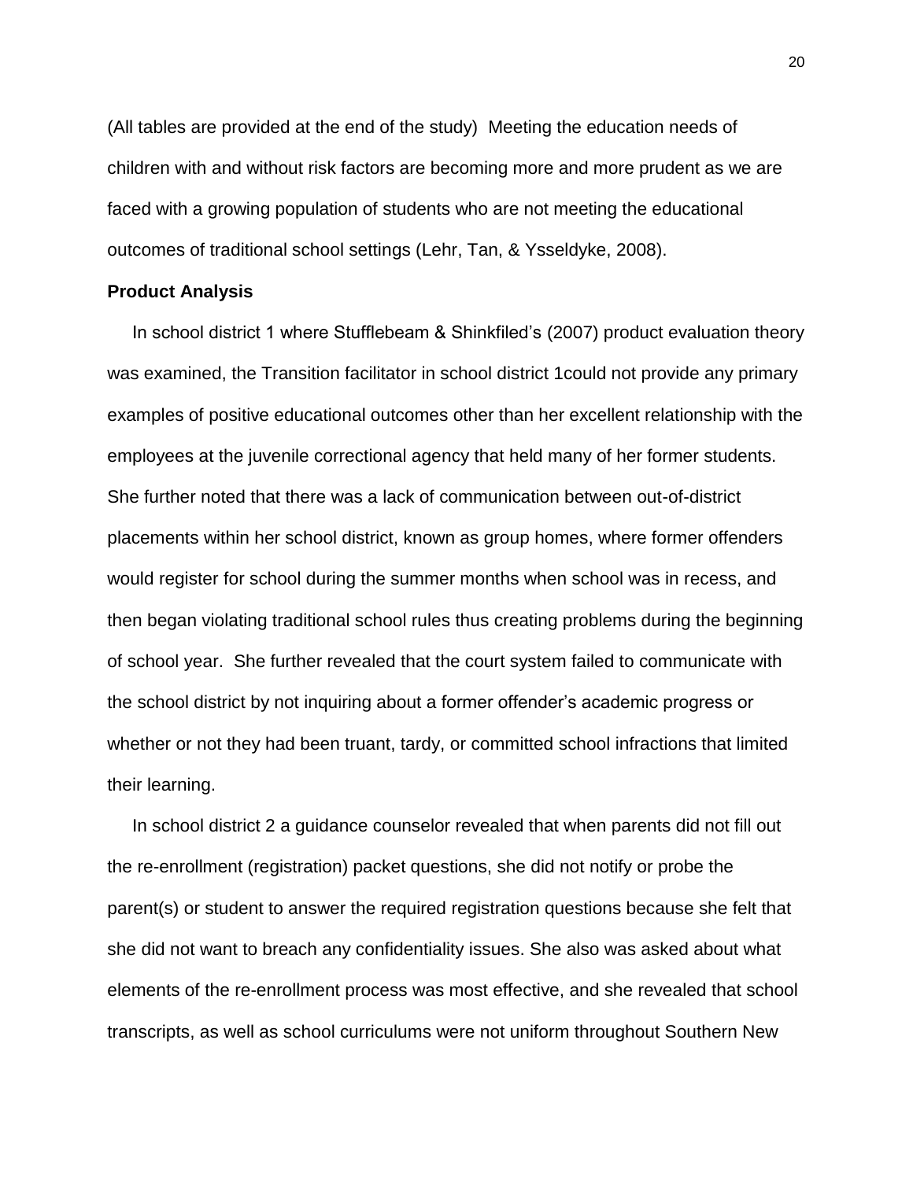(All tables are provided at the end of the study) Meeting the education needs of children with and without risk factors are becoming more and more prudent as we are faced with a growing population of students who are not meeting the educational outcomes of traditional school settings (Lehr, Tan, & Ysseldyke, 2008).

**Product Analysis**

In school district 1 where Stufflebeam & Shinkfiled's (2007) product evaluation theory was examined, the Transition facilitator in school district 1could not provide any primary examples of positive educational outcomes other than her excellent relationship with the employees at the juvenile correctional agency that held many of her former students. She further noted that there was a lack of communication between out-of-district placements within her school district, known as group homes, where former offenders would register for school during the summer months when school was in recess, and then began violating traditional school rules thus creating problems during the beginning of school year. She further revealed that the court system failed to communicate with the school district by not inquiring about a former offender's academic progress or whether or not they had been truant, tardy, or committed school infractions that limited their learning.

In school district 2 a guidance counselor revealed that when parents did not fill out the re-enrollment (registration) packet questions, she did not notify or probe the parent(s) or student to answer the required registration questions because she felt that she did not want to breach any confidentiality issues. She also was asked about what elements of the re-enrollment process was most effective, and she revealed that school transcripts, as well as school curriculums were not uniform throughout Southern New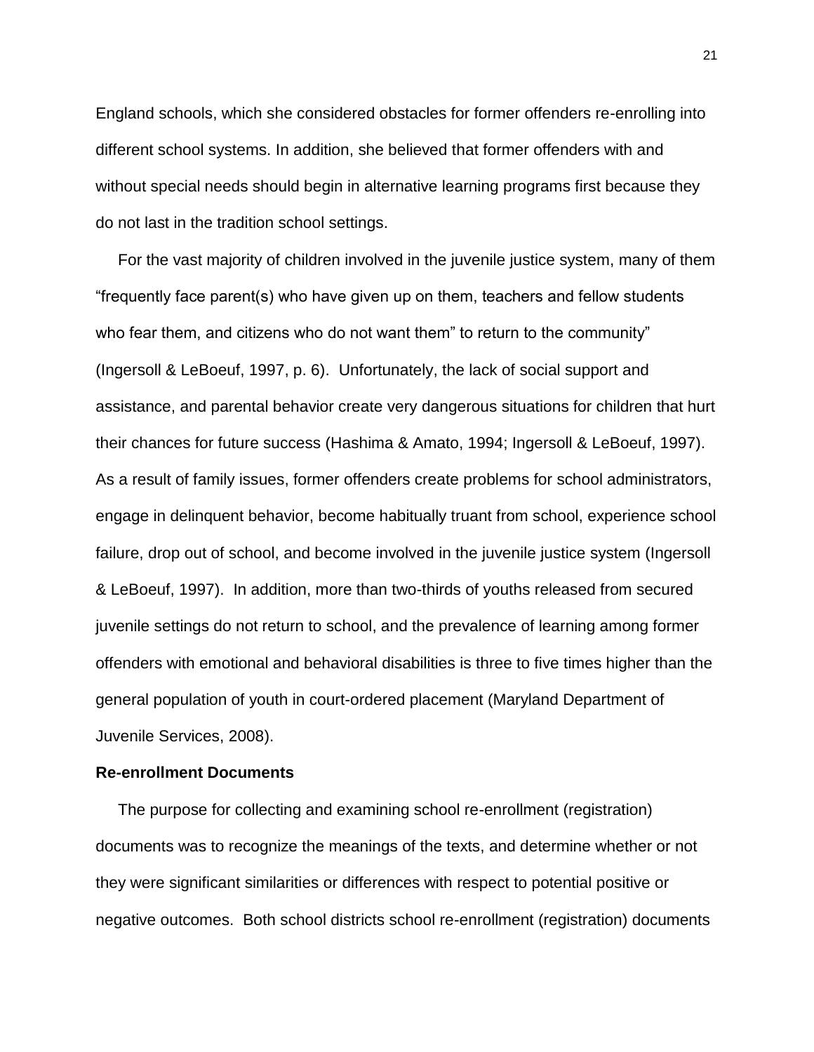England schools, which she considered obstacles for former offenders re-enrolling into different school systems. In addition, she believed that former offenders with and without special needs should begin in alternative learning programs first because they do not last in the tradition school settings.

For the vast majority of children involved in the juvenile justice system, many of them "frequently face parent(s) who have given up on them, teachers and fellow students who fear them, and citizens who do not want them" to return to the community" (Ingersoll & LeBoeuf, 1997, p. 6). Unfortunately, the lack of social support and assistance, and parental behavior create very dangerous situations for children that hurt their chances for future success (Hashima & Amato, 1994; Ingersoll & LeBoeuf, 1997). As a result of family issues, former offenders create problems for school administrators, engage in delinquent behavior, become habitually truant from school, experience school failure, drop out of school, and become involved in the juvenile justice system (Ingersoll & LeBoeuf, 1997). In addition, more than two-thirds of youths released from secured juvenile settings do not return to school, and the prevalence of learning among former offenders with emotional and behavioral disabilities is three to five times higher than the general population of youth in court-ordered placement (Maryland Department of Juvenile Services, 2008).

**Re-enrollment Documents**

The purpose for collecting and examining school re-enrollment (registration) documents was to recognize the meanings of the texts, and determine whether or not they were significant similarities or differences with respect to potential positive or negative outcomes. Both school districts school re-enrollment (registration) documents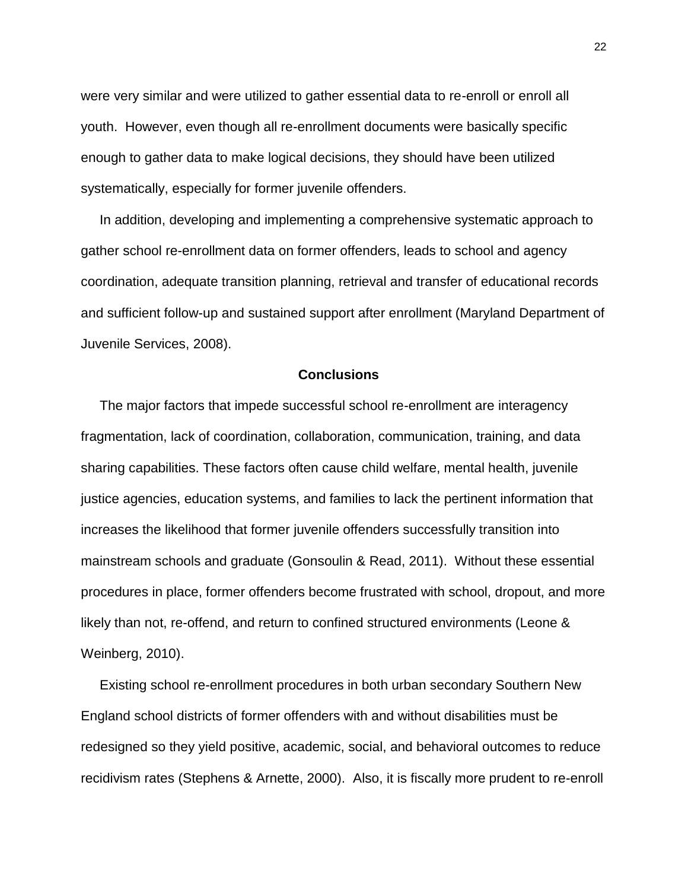were very similar and were utilized to gather essential data to re-enroll or enroll all youth. However, even though all re-enrollment documents were basically specific enough to gather data to make logical decisions, they should have been utilized systematically, especially for former juvenile offenders.

In addition, developing and implementing a comprehensive systematic approach to gather school re-enrollment data on former offenders, leads to school and agency coordination, adequate transition planning, retrieval and transfer of educational records and sufficient follow-up and sustained support after enrollment (Maryland Department of Juvenile Services, 2008).

## Conclusions

The major factors that impede successful school re-enrollment are interagency fragmentation, lack of coordination, collaboration, communication, training, and data sharing capabilities. These factors often cause child welfare, mental health, juvenile justice agencies, education systems, and families to lack the pertinent information that increases the likelihood that former juvenile offenders successfully transition into mainstream schools and graduate (Gonsoulin & Read, 2011). Without these essential procedures in place, former offenders become frustrated with school, dropout, and more likely than not, re-offend, and return to confined structured environments (Leone & Weinberg, 2010).

Existing school re-enrollment procedures in both urban secondary Southern New England school districts of former offenders with and without disabilities must be redesigned so they yield positive, academic, social, and behavioral outcomes to reduce recidivism rates (Stephens & Arnette, 2000). Also, it is fiscally more prudent to re-enroll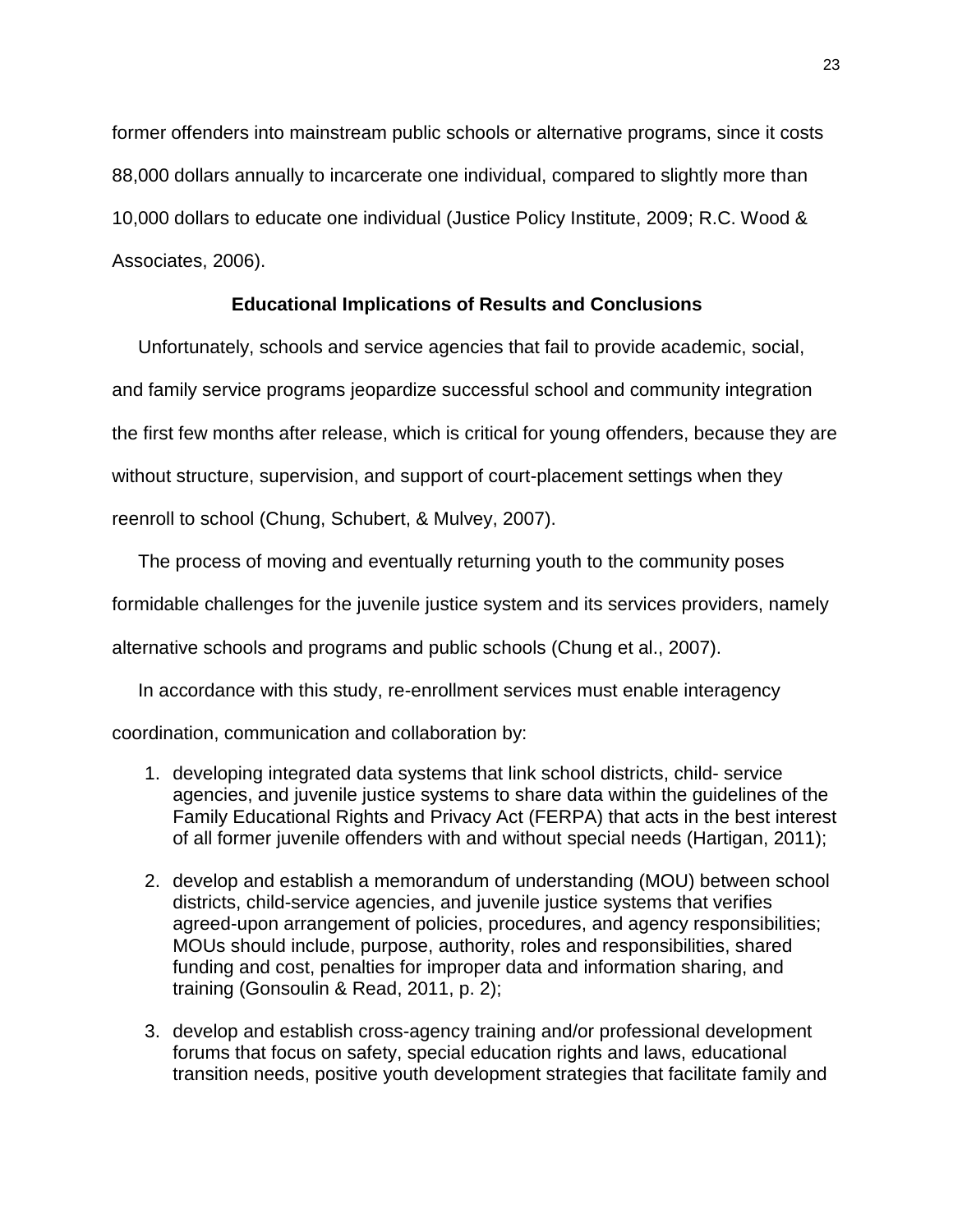former offenders into mainstream public schools or alternative programs, since it costs 88,000 dollars annually to incarcerate one individual, compared to slightly more than 10,000 dollars to educate one individual (Justice Policy Institute, 2009; R.C. Wood & Associates, 2006).

## Educational Implications of Results and Conclusions

Unfortunately, schools and service agencies that fail to provide academic, social, and family service programs jeopardize successful school and community integration the first few months after release, which is critical for young offenders, because they are without structure, supervision, and support of court-placement settings when they reenroll to school (Chung, Schubert, & Mulvey, 2007).

The process of moving and eventually returning youth to the community poses formidable challenges for the juvenile justice system and its services providers, namely alternative schools and programs and public schools (Chung et al., 2007).

In accordance with this study, re-enrollment services must enable interagency coordination, communication and collaboration by:

1. developing integrated data systems that link school districts, child- service agencies, and juvenile justice systems to share data within the guidelines of the Family Educational Rights and Privacy Act (FERPA) that acts in the best interest of all former juvenile offenders with and without special needs (Hartigan, 2011);
2. develop and establish a memorandum of understanding (MOU) between school districts, child-service agencies, and juvenile justice systems that verifies agreed-upon arrangement of policies, procedures, and agency responsibilities; MOUs should include, purpose, authority, roles and responsibilities, shared funding and cost, penalties for improper data and information sharing, and training (Gonsoulin & Read, 2011, p. 2);
3. develop and establish cross-agency training and/or professional development forums that focus on safety, special education rights and laws, educational transition needs, positive youth development strategies that facilitate family and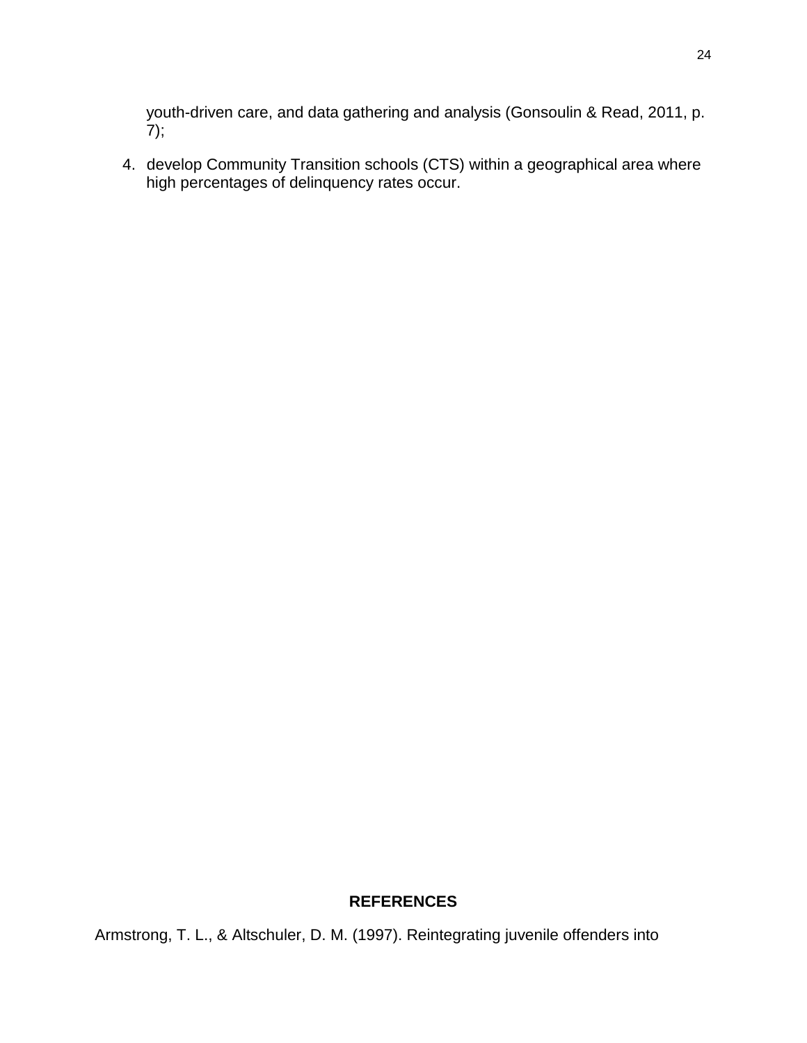youth-driven care, and data gathering and analysis (Gonsoulin & Read, 2011, p. 7);

4. develop Community Transition schools (CTS) within a geographical area where high percentages of delinquency rates occur.

## REFERENCES

Armstrong, T. L., & Altschuler, D. M. (1997). Reintegrating juvenile offenders into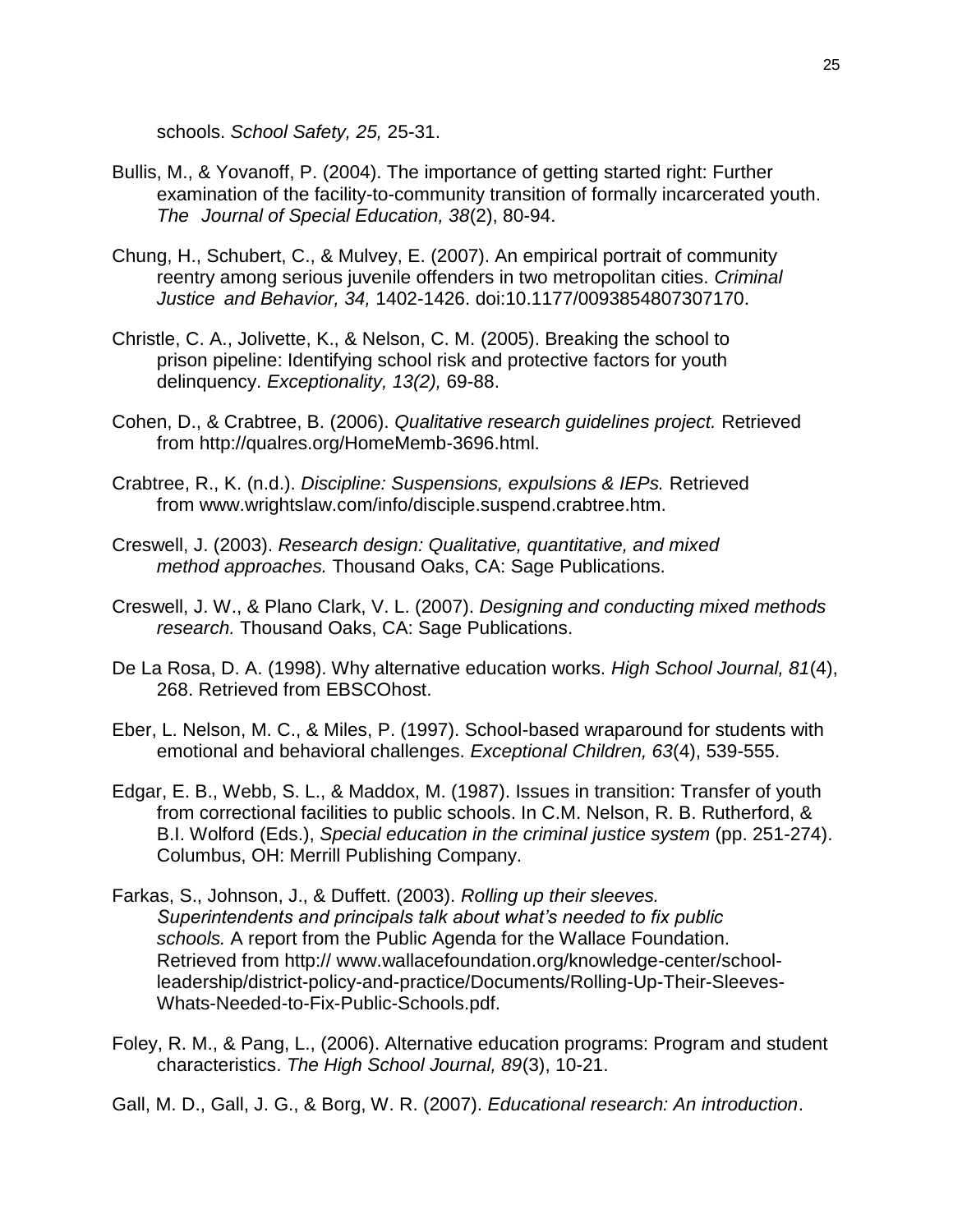schools. *School Safety, 25,* 25-31.

Bullis, M., & Yovanoff, P. (2004). The importance of getting started right: Further examination of the facility-to-community transition of formally incarcerated youth. *The Journal of Special Education, 38*(2), 80-94.

Chung, H., Schubert, C., & Mulvey, E. (2007). An empirical portrait of community reentry among serious juvenile offenders in two metropolitan cities. *Criminal Justice and Behavior, 34,* 1402-1426. doi:10.1177/0093854807307170.

Christle, C. A., Jolivette, K., & Nelson, C. M. (2005). Breaking the school to prison pipeline: Identifying school risk and protective factors for youth delinquency. *Exceptionality, 13(2),* 69-88.

Cohen, D., & Crabtree, B. (2006). *Qualitative research guidelines project.* Retrieved from http://qualres.org/HomeMemb-3696.html.

Crabtree, R., K. (n.d.). *Discipline: Suspensions, expulsions & IEPs.* Retrieved from www.wrightslaw.com/info/disciple.suspend.crabtree.htm.

Creswell, J. (2003). *Research design: Qualitative, quantitative, and mixed method approaches.* Thousand Oaks, CA: Sage Publications.

Creswell, J. W., & Plano Clark, V. L. (2007). *Designing and conducting mixed methods research.* Thousand Oaks, CA: Sage Publications.

De La Rosa, D. A. (1998). Why alternative education works. *High School Journal, 81*(4), 268. Retrieved from EBSCOhost.

Eber, L. Nelson, M. C., & Miles, P. (1997). School-based wraparound for students with emotional and behavioral challenges. *Exceptional Children, 63*(4), 539-555.

Edgar, E. B., Webb, S. L., & Maddox, M. (1987). Issues in transition: Transfer of youth from correctional facilities to public schools. In C.M. Nelson, R. B. Rutherford, & B.I. Wolford (Eds.), *Special education in the criminal justice system* (pp. 251-274). Columbus, OH: Merrill Publishing Company.

Farkas, S., Johnson, J., & Duffett. (2003). *Rolling up their sleeves. Superintendents and principals talk about what's needed to fix public schools.* A report from the Public Agenda for the Wallace Foundation. Retrieved from http:// www.wallacefoundation.org/knowledge-center/school-leadership/district-policy-and-practice/Documents/Rolling-Up-Their-Sleeves-Whats-Needed-to-Fix-Public-Schools.pdf.

Foley, R. M., & Pang, L., (2006). Alternative education programs: Program and student characteristics. *The High School Journal, 89*(3), 10-21.

Gall, M. D., Gall, J. G., & Borg, W. R. (2007). *Educational research: An introduction*.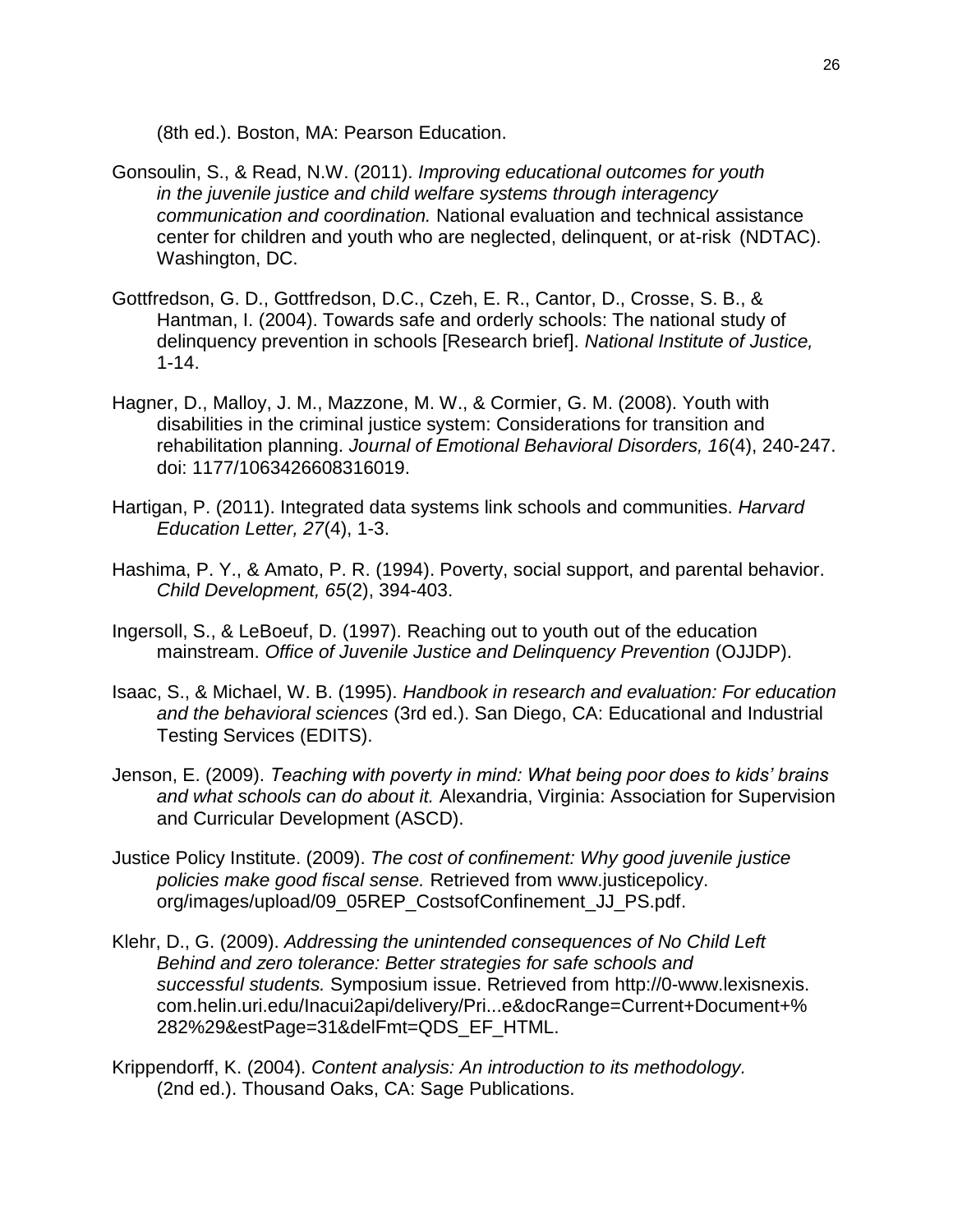(8th ed.). Boston, MA: Pearson Education.

Gonsoulin, S., & Read, N.W. (2011). *Improving educational outcomes for youth in the juvenile justice and child welfare systems through interagency communication and coordination.* National evaluation and technical assistance center for children and youth who are neglected, delinquent, or at-risk (NDTAC). Washington, DC.

Gottfredson, G. D., Gottfredson, D.C., Czeh, E. R., Cantor, D., Crosse, S. B., & Hantman, I. (2004). Towards safe and orderly schools: The national study of delinquency prevention in schools [Research brief]. *National Institute of Justice,* 1-14.

Hagner, D., Malloy, J. M., Mazzone, M. W., & Cormier, G. M. (2008). Youth with disabilities in the criminal justice system: Considerations for transition and rehabilitation planning. *Journal of Emotional Behavioral Disorders, 16*(4), 240-247. doi: 1177/1063426608316019.

Hartigan, P. (2011). Integrated data systems link schools and communities. *Harvard Education Letter, 27*(4), 1-3.

Hashima, P. Y., & Amato, P. R. (1994). Poverty, social support, and parental behavior. *Child Development, 65*(2), 394-403.

Ingersoll, S., & LeBoeuf, D. (1997). Reaching out to youth out of the education mainstream. *Office of Juvenile Justice and Delinquency Prevention* (OJJDP).

Isaac, S., & Michael, W. B. (1995). *Handbook in research and evaluation: For education and the behavioral sciences* (3rd ed.). San Diego, CA: Educational and Industrial Testing Services (EDITS).

Jenson, E. (2009). *Teaching with poverty in mind: What being poor does to kids' brains and what schools can do about it.* Alexandria, Virginia: Association for Supervision and Curricular Development (ASCD).

Justice Policy Institute. (2009). *The cost of confinement: Why good juvenile justice policies make good fiscal sense.* Retrieved from www.justicepolicy. org/images/upload/09_05REP_CostsofConfinement_JJ_PS.pdf.

Klehr, D., G. (2009). *Addressing the unintended consequences of No Child Left Behind and zero tolerance: Better strategies for safe schools and successful students.* Symposium issue. Retrieved from http://0-www.lexisnexis. com.helin.uri.edu/Inacui2api/delivery/Pri...e&docRange=Current+Document+% 282%29&estPage=31&delFmt=QDS_EF_HTML.

Krippendorff, K. (2004). *Content analysis: An introduction to its methodology.* (2nd ed.). Thousand Oaks, CA: Sage Publications.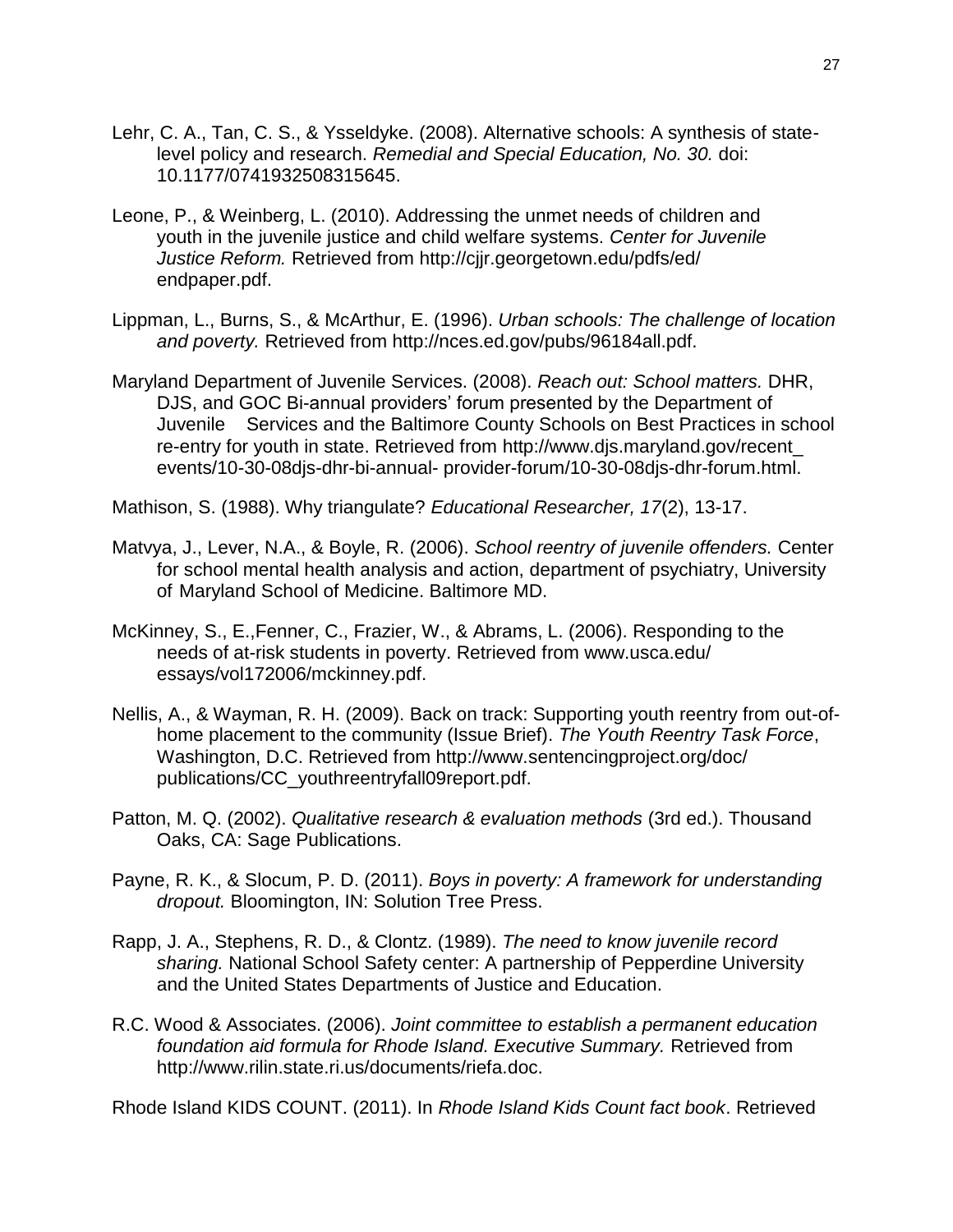Lehr, C. A., Tan, C. S., & Ysseldyke. (2008). Alternative schools: A synthesis of state-level policy and research. *Remedial and Special Education, No. 30.* doi: 10.1177/0741932508315645.

Leone, P., & Weinberg, L. (2010). Addressing the unmet needs of children and youth in the juvenile justice and child welfare systems. *Center for Juvenile Justice Reform.* Retrieved from http://cjjr.georgetown.edu/pdfs/ed/ endpaper.pdf.

Lippman, L., Burns, S., & McArthur, E. (1996). *Urban schools: The challenge of location and poverty.* Retrieved from http://nces.ed.gov/pubs/96184all.pdf.

Maryland Department of Juvenile Services. (2008). *Reach out: School matters.* DHR, DJS, and GOC Bi-annual providers' forum presented by the Department of Juvenile Services and the Baltimore County Schools on Best Practices in school re-entry for youth in state. Retrieved from http://www.djs.maryland.gov/recent_ events/10-30-08djs-dhr-bi-annual- provider-forum/10-30-08djs-dhr-forum.html.

Mathison, S. (1988). Why triangulate? *Educational Researcher, 17*(2), 13-17.

Matvya, J., Lever, N.A., & Boyle, R. (2006). *School reentry of juvenile offenders.* Center for school mental health analysis and action, department of psychiatry, University of Maryland School of Medicine. Baltimore MD.

McKinney, S., E.,Fenner, C., Frazier, W., & Abrams, L. (2006). Responding to the needs of at-risk students in poverty. Retrieved from www.usca.edu/ essays/vol172006/mckinney.pdf.

Nellis, A., & Wayman, R. H. (2009). Back on track: Supporting youth reentry from out-of-home placement to the community (Issue Brief). *The Youth Reentry Task Force*, Washington, D.C. Retrieved from http://www.sentencingproject.org/doc/ publications/CC_youthreentryfall09report.pdf.

Patton, M. Q. (2002). *Qualitative research & evaluation methods* (3rd ed.). Thousand Oaks, CA: Sage Publications.

Payne, R. K., & Slocum, P. D. (2011). *Boys in poverty: A framework for understanding dropout.* Bloomington, IN: Solution Tree Press.

Rapp, J. A., Stephens, R. D., & Clontz. (1989). *The need to know juvenile record sharing.* National School Safety center: A partnership of Pepperdine University and the United States Departments of Justice and Education.

R.C. Wood & Associates. (2006). *Joint committee to establish a permanent education foundation aid formula for Rhode Island. Executive Summary.* Retrieved from http://www.rilin.state.ri.us/documents/riefa.doc.

Rhode Island KIDS COUNT. (2011). In *Rhode Island Kids Count fact book*. Retrieved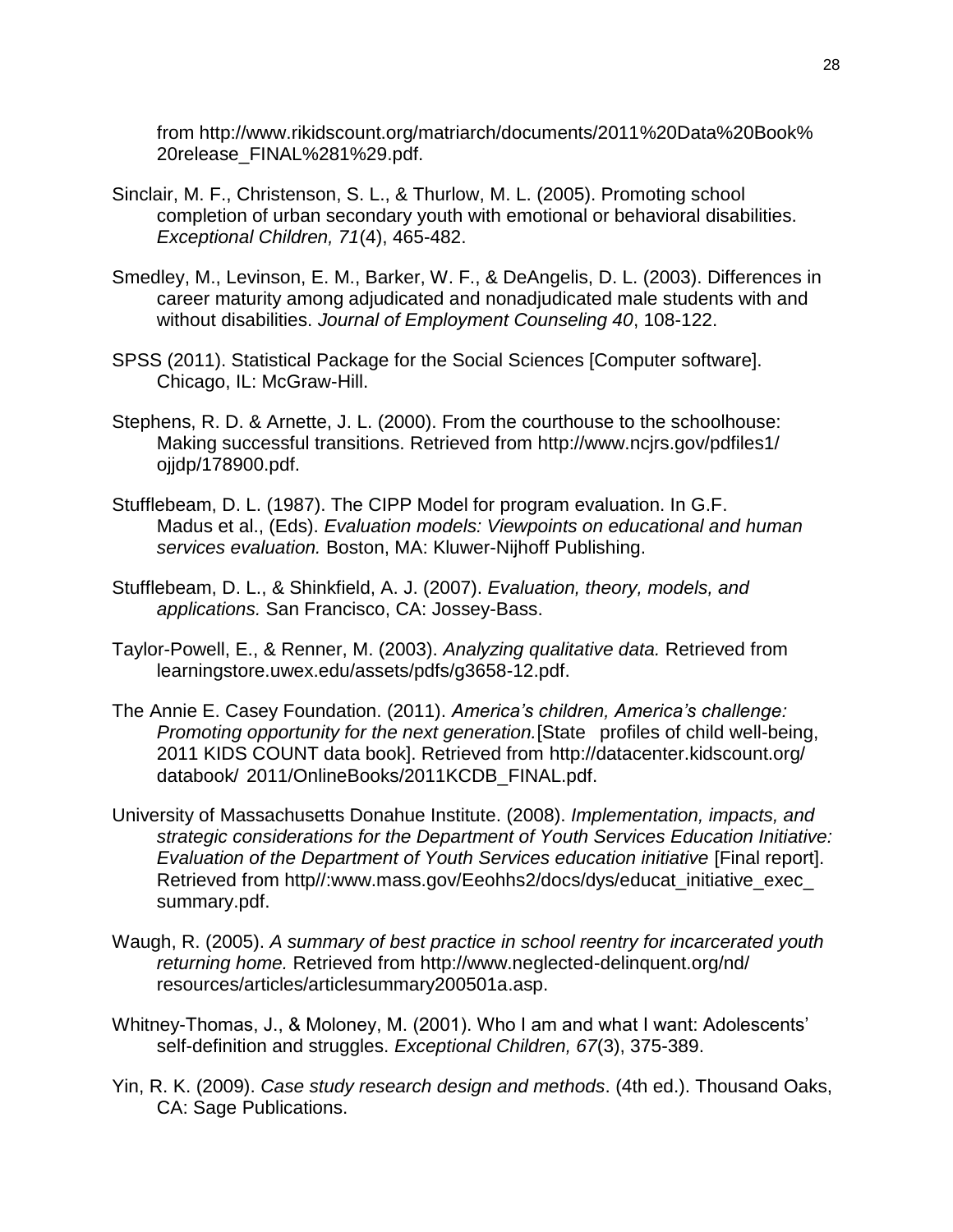from http://www.rikidscount.org/matriarch/documents/2011%20Data%20Book%20release_FINAL%281%29.pdf.

Sinclair, M. F., Christenson, S. L., & Thurlow, M. L. (2005). Promoting school completion of urban secondary youth with emotional or behavioral disabilities. *Exceptional Children, 71*(4), 465-482.

Smedley, M., Levinson, E. M., Barker, W. F., & DeAngelis, D. L. (2003). Differences in career maturity among adjudicated and nonadjudicated male students with and without disabilities. *Journal of Employment Counseling 40*, 108-122.

SPSS (2011). Statistical Package for the Social Sciences [Computer software]. Chicago, IL: McGraw-Hill.

Stephens, R. D. & Arnette, J. L. (2000). From the courthouse to the schoolhouse: Making successful transitions. Retrieved from http://www.ncjrs.gov/pdfiles1/ojjdp/178900.pdf.

Stufflebeam, D. L. (1987). The CIPP Model for program evaluation. In G.F. Madus et al., (Eds). *Evaluation models: Viewpoints on educational and human services evaluation.* Boston, MA: Kluwer-Nijhoff Publishing.

Stufflebeam, D. L., & Shinkfield, A. J. (2007). *Evaluation, theory, models, and applications.* San Francisco, CA: Jossey-Bass.

Taylor-Powell, E., & Renner, M. (2003). *Analyzing qualitative data.* Retrieved from learningstore.uwex.edu/assets/pdfs/g3658-12.pdf.

The Annie E. Casey Foundation. (2011). *America's children, America's challenge: Promoting opportunity for the next generation.*[State profiles of child well-being, 2011 KIDS COUNT data book]. Retrieved from http://datacenter.kidscount.org/databook/ 2011/OnlineBooks/2011KCDB_FINAL.pdf.

University of Massachusetts Donahue Institute. (2008). *Implementation, impacts, and strategic considerations for the Department of Youth Services Education Initiative: Evaluation of the Department of Youth Services education initiative* [Final report]. Retrieved from http//:www.mass.gov/Eeohhs2/docs/dys/educat_initiative_exec_summary.pdf.

Waugh, R. (2005). *A summary of best practice in school reentry for incarcerated youth returning home.* Retrieved from http://www.neglected-delinquent.org/nd/resources/articles/articlesummary200501a.asp.

Whitney-Thomas, J., & Moloney, M. (2001). Who I am and what I want: Adolescents' self-definition and struggles. *Exceptional Children, 67*(3), 375-389.

Yin, R. K. (2009). *Case study research design and methods*. (4th ed.). Thousand Oaks, CA: Sage Publications.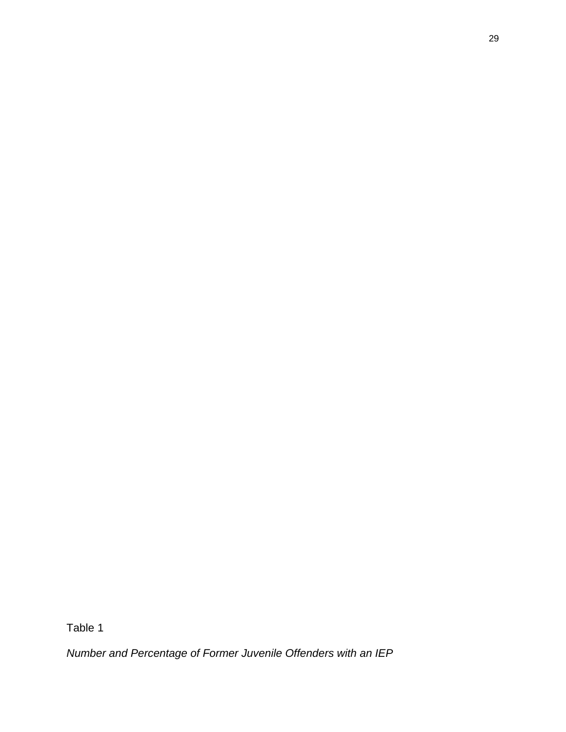Table 1

*Number and Percentage of Former Juvenile Offenders with an IEP*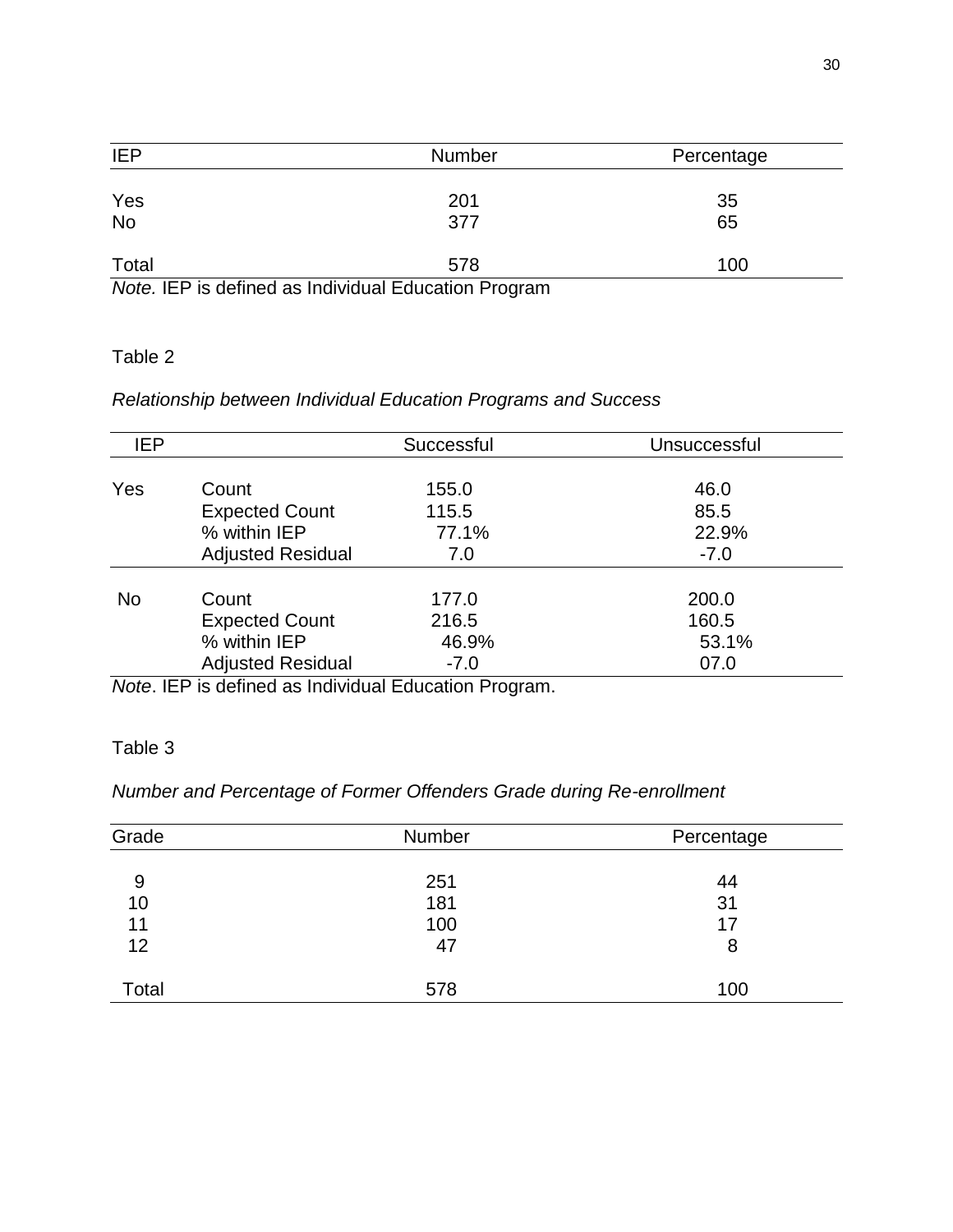| IEP | Number | Percentage |
|---|---|---|
| Yes | 201 | 35 |
| No | 377 | 65 |
| Total | 578 | 100 |

*Note.* IEP is defined as Individual Education Program

Table 2

*Relationship between Individual Education Programs and Success*

| IEP | | Successful | Unsuccessful |
|---|---|---|---|
| Yes | Count | 155.0 | 46.0 |
| | Expected Count | 115.5 | 85.5 |
| | % within IEP | 77.1% | 22.9% |
| | Adjusted Residual | 7.0 | -7.0 |
| No | Count | 177.0 | 200.0 |
| | Expected Count | 216.5 | 160.5 |
| | % within IEP | 46.9% | 53.1% |
| | Adjusted Residual | -7.0 | 07.0 |

*Note*. IEP is defined as Individual Education Program.

Table 3

*Number and Percentage of Former Offenders Grade during Re-enrollment*

| Grade | Number | Percentage |
|---|---|---|
| 9 | 251 | 44 |
| 10 | 181 | 31 |
| 11 | 100 | 17 |
| 12 | 47 | 8 |
| Total | 578 | 100 |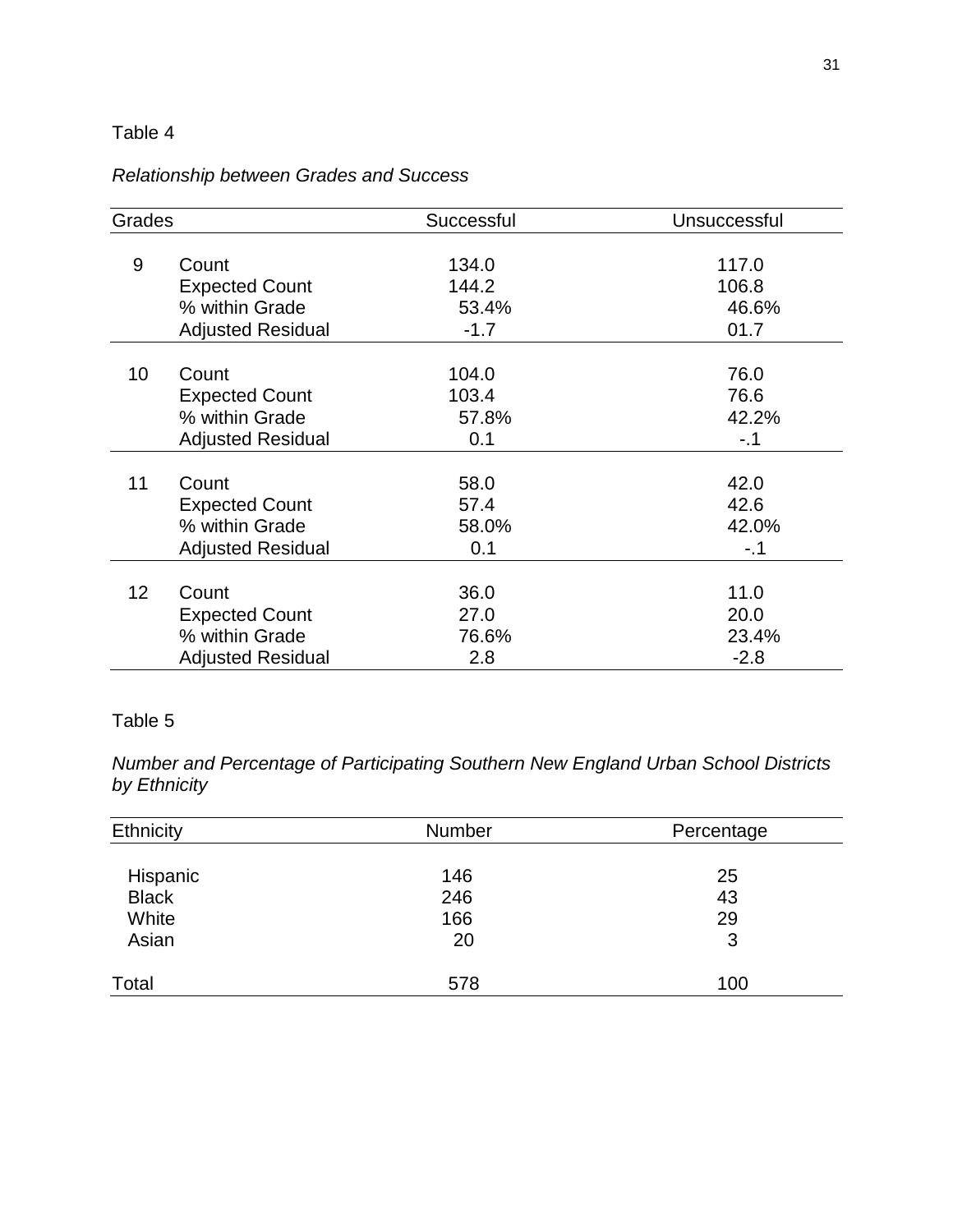Table 4

*Relationship between Grades and Success*

| Grades | | Successful | Unsuccessful |
|---|---|---|---|
| 9 | Count | 134.0 | 117.0 |
| | Expected Count | 144.2 | 106.8 |
| | % within Grade | 53.4% | 46.6% |
| | Adjusted Residual | -1.7 | 01.7 |
| 10 | Count | 104.0 | 76.0 |
| | Expected Count | 103.4 | 76.6 |
| | % within Grade | 57.8% | 42.2% |
| | Adjusted Residual | 0.1 | -.1 |
| 11 | Count | 58.0 | 42.0 |
| | Expected Count | 57.4 | 42.6 |
| | % within Grade | 58.0% | 42.0% |
| | Adjusted Residual | 0.1 | -.1 |
| 12 | Count | 36.0 | 11.0 |
| | Expected Count | 27.0 | 20.0 |
| | % within Grade | 76.6% | 23.4% |
| | Adjusted Residual | 2.8 | -2.8 |

Table 5

*Number and Percentage of Participating Southern New England Urban School Districts by Ethnicity*

| Ethnicity | Number | Percentage |
|---|---|---|
| Hispanic | 146 | 25 |
| Black | 246 | 43 |
| White | 166 | 29 |
| Asian | 20 | 3 |
| Total | 578 | 100 |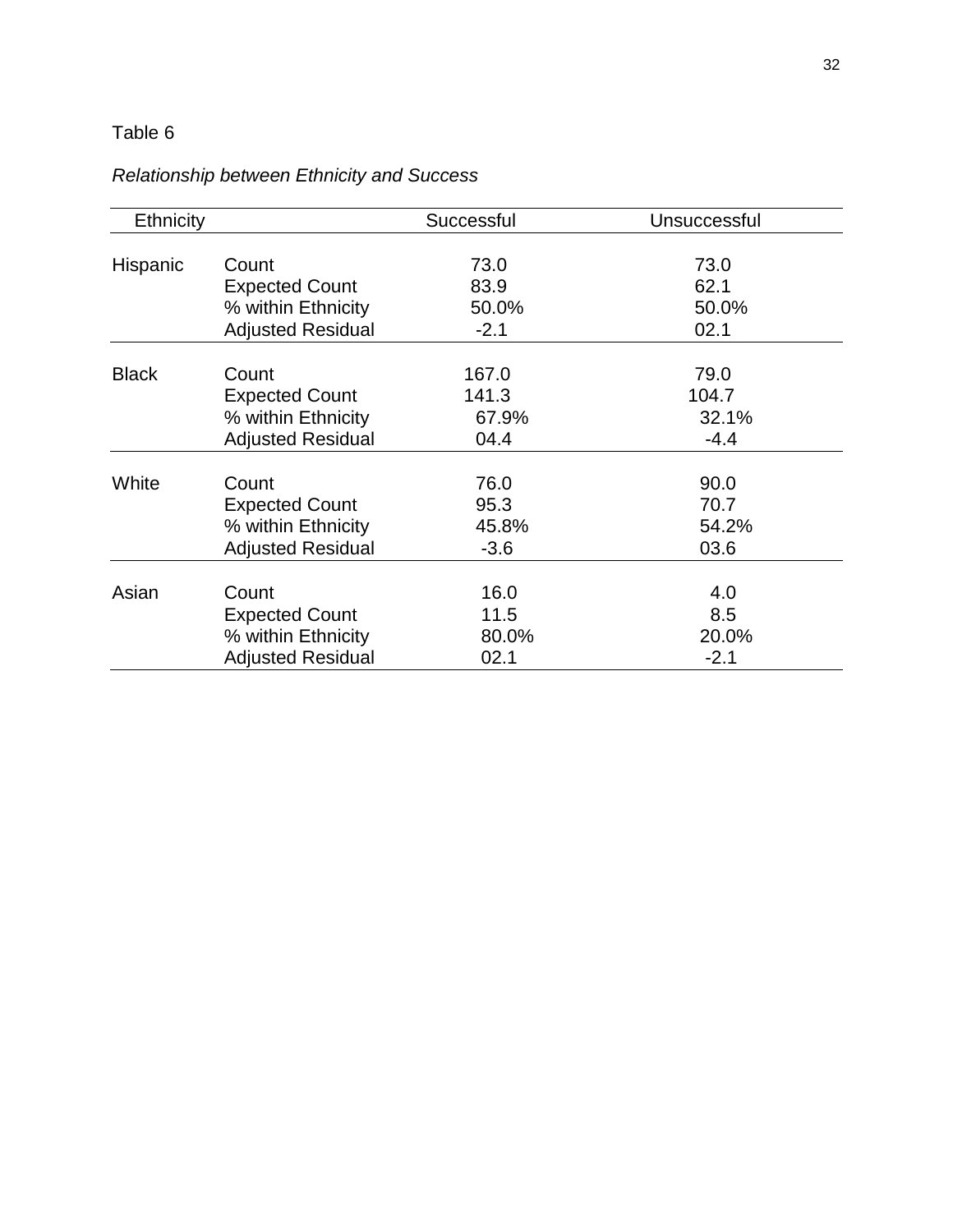Table 6

*Relationship between Ethnicity and Success*

| Ethnicity | | Successful | Unsuccessful |
|---|---|---|---|
| Hispanic | Count | 73.0 | 73.0 |
| | Expected Count | 83.9 | 62.1 |
| | % within Ethnicity | 50.0% | 50.0% |
| | Adjusted Residual | -2.1 | 02.1 |
| Black | Count | 167.0 | 79.0 |
| | Expected Count | 141.3 | 104.7 |
| | % within Ethnicity | 67.9% | 32.1% |
| | Adjusted Residual | 04.4 | -4.4 |
| White | Count | 76.0 | 90.0 |
| | Expected Count | 95.3 | 70.7 |
| | % within Ethnicity | 45.8% | 54.2% |
| | Adjusted Residual | -3.6 | 03.6 |
| Asian | Count | 16.0 | 4.0 |
| | Expected Count | 11.5 | 8.5 |
| | % within Ethnicity | 80.0% | 20.0% |
| | Adjusted Residual | 02.1 | -2.1 |